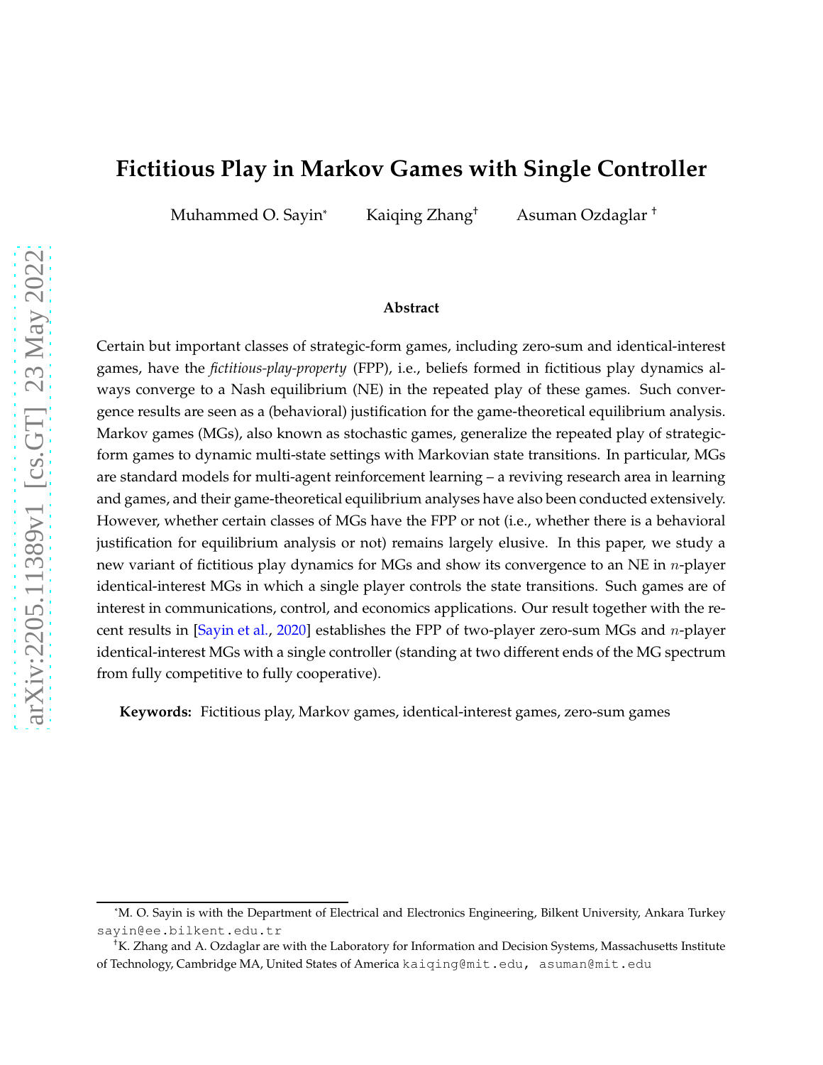# Fictitious Play in Markov Games with Single Controller

Muhammed O. Sayin[*] Kaiqing Zhang[†] Asuman Ozdaglar[†]

**Abstract**

Certain but important classes of strategic-form games, including zero-sum and identical-interest games, have the *fictitious-play-property* (FPP), i.e., beliefs formed in fictitious play dynamics always converge to a Nash equilibrium (NE) in the repeated play of these games. Such convergence results are seen as a (behavioral) justification for the game-theoretical equilibrium analysis. Markov games (MGs), also known as stochastic games, generalize the repeated play of strategic-form games to dynamic multi-state settings with Markovian state transitions. In particular, MGs are standard models for multi-agent reinforcement learning – a reviving research area in learning and games, and their game-theoretical equilibrium analyses have also been conducted extensively. However, whether certain classes of MGs have the FPP or not (i.e., whether there is a behavioral justification for equilibrium analysis or not) remains largely elusive. In this paper, we study a new variant of fictitious play dynamics for MGs and show its convergence to an NE in $n$-player identical-interest MGs in which a single player controls the state transitions. Such games are of interest in communications, control, and economics applications. Our result together with the recent results in [Sayin et al., 2020] establishes the FPP of two-player zero-sum MGs and $n$-player identical-interest MGs with a single controller (standing at two different ends of the MG spectrum from fully competitive to fully cooperative).

**Keywords:** Fictitious play, Markov games, identical-interest games, zero-sum games

---

[*]M. O. Sayin is with the Department of Electrical and Electronics Engineering, Bilkent University, Ankara Turkey sayin@ee.bilkent.edu.tr

[†]K. Zhang and A. Ozdaglar are with the Laboratory for Information and Decision Systems, Massachusetts Institute of Technology, Cambridge MA, United States of America kaiqing@mit.edu, asuman@mit.edu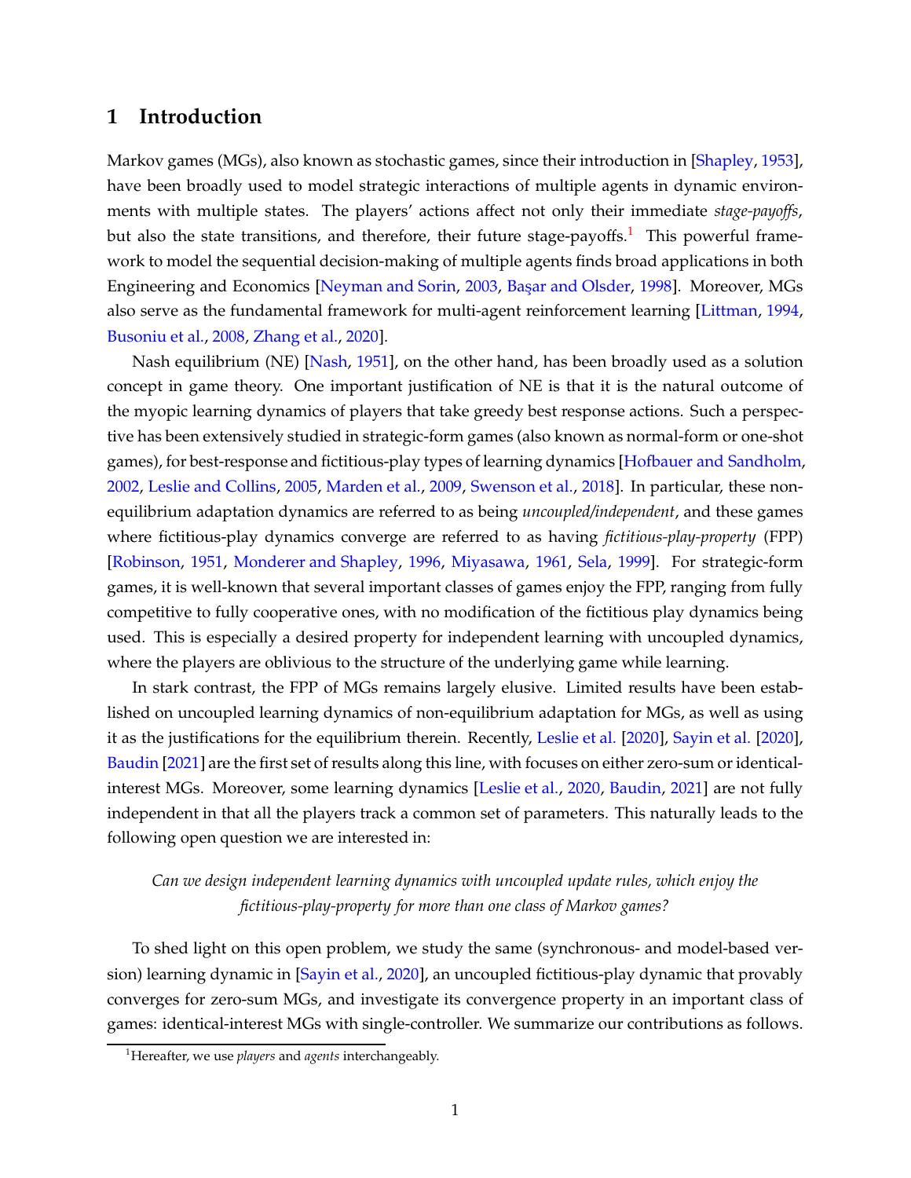## 1 Introduction

Markov games (MGs), also known as stochastic games, since their introduction in [Shapley, 1953], have been broadly used to model strategic interactions of multiple agents in dynamic environments with multiple states. The players' actions affect not only their immediate *stage-payoffs*, but also the state transitions, and therefore, their future stage-payoffs.[1] This powerful framework to model the sequential decision-making of multiple agents finds broad applications in both Engineering and Economics [Neyman and Sorin, 2003, Başar and Olsder, 1998]. Moreover, MGs also serve as the fundamental framework for multi-agent reinforcement learning [Littman, 1994, Busoniu et al., 2008, Zhang et al., 2020].

Nash equilibrium (NE) [Nash, 1951], on the other hand, has been broadly used as a solution concept in game theory. One important justification of NE is that it is the natural outcome of the myopic learning dynamics of players that take greedy best response actions. Such a perspective has been extensively studied in strategic-form games (also known as normal-form or one-shot games), for best-response and fictitious-play types of learning dynamics [Hofbauer and Sandholm, 2002, Leslie and Collins, 2005, Marden et al., 2009, Swenson et al., 2018]. In particular, these non-equilibrium adaptation dynamics are referred to as being *uncoupled/independent*, and these games where fictitious-play dynamics converge are referred to as having *fictitious-play-property* (FPP) [Robinson, 1951, Monderer and Shapley, 1996, Miyasawa, 1961, Sela, 1999]. For strategic-form games, it is well-known that several important classes of games enjoy the FPP, ranging from fully competitive to fully cooperative ones, with no modification of the fictitious play dynamics being used. This is especially a desired property for independent learning with uncoupled dynamics, where the players are oblivious to the structure of the underlying game while learning.

In stark contrast, the FPP of MGs remains largely elusive. Limited results have been established on uncoupled learning dynamics of non-equilibrium adaptation for MGs, as well as using it as the justifications for the equilibrium therein. Recently, Leslie et al. [2020], Sayin et al. [2020], Baudin [2021] are the first set of results along this line, with focuses on either zero-sum or identical-interest MGs. Moreover, some learning dynamics [Leslie et al., 2020, Baudin, 2021] are not fully independent in that all the players track a common set of parameters. This naturally leads to the following open question we are interested in:

*Can we design independent learning dynamics with uncoupled update rules, which enjoy the fictitious-play-property for more than one class of Markov games?*

To shed light on this open problem, we study the same (synchronous- and model-based version) learning dynamic in [Sayin et al., 2020], an uncoupled fictitious-play dynamic that provably converges for zero-sum MGs, and investigate its convergence property in an important class of games: identical-interest MGs with single-controller. We summarize our contributions as follows.

[1] Hereafter, we use *players* and *agents* interchangeably.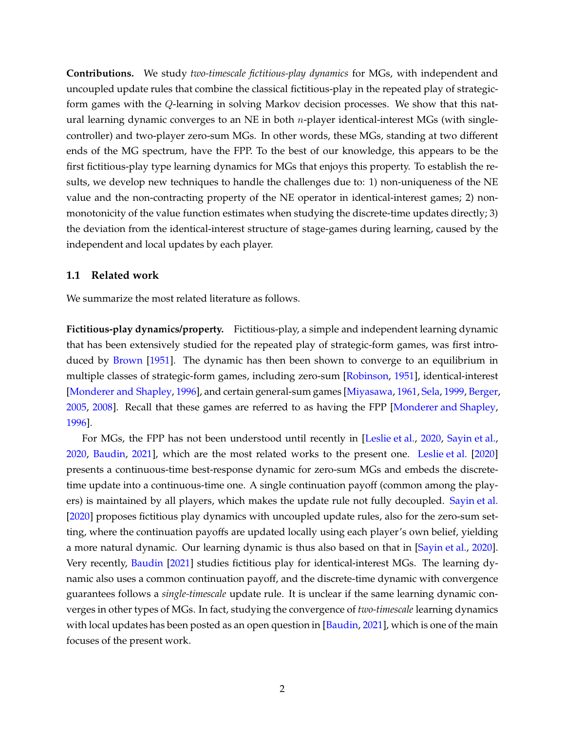**Contributions.** We study *two-timescale fictitious-play dynamics* for MGs, with independent and uncoupled update rules that combine the classical fictitious-play in the repeated play of strategic-form games with the $Q$-learning in solving Markov decision processes. We show that this natural learning dynamic converges to an NE in both $n$-player identical-interest MGs (with single-controller) and two-player zero-sum MGs. In other words, these MGs, standing at two different ends of the MG spectrum, have the FPP. To the best of our knowledge, this appears to be the first fictitious-play type learning dynamics for MGs that enjoys this property. To establish the results, we develop new techniques to handle the challenges due to: 1) non-uniqueness of the NE value and the non-contracting property of the NE operator in identical-interest games; 2) non-monotonicity of the value function estimates when studying the discrete-time updates directly; 3) the deviation from the identical-interest structure of stage-games during learning, caused by the independent and local updates by each player.

## 1.1 Related work

We summarize the most related literature as follows.

**Fictitious-play dynamics/property.** Fictitious-play, a simple and independent learning dynamic that has been extensively studied for the repeated play of strategic-form games, was first introduced by Brown [1951]. The dynamic has then been shown to converge to an equilibrium in multiple classes of strategic-form games, including zero-sum [Robinson, 1951], identical-interest [Monderer and Shapley, 1996], and certain general-sum games [Miyasawa, 1961, Sela, 1999, Berger, 2005, 2008]. Recall that these games are referred to as having the FPP [Monderer and Shapley, 1996].

For MGs, the FPP has not been understood until recently in [Leslie et al., 2020, Sayin et al., 2020, Baudin, 2021], which are the most related works to the present one. Leslie et al. [2020] presents a continuous-time best-response dynamic for zero-sum MGs and embeds the discrete-time update into a continuous-time one. A single continuation payoff (common among the players) is maintained by all players, which makes the update rule not fully decoupled. Sayin et al. [2020] proposes fictitious play dynamics with uncoupled update rules, also for the zero-sum setting, where the continuation payoffs are updated locally using each player's own belief, yielding a more natural dynamic. Our learning dynamic is thus also based on that in [Sayin et al., 2020]. Very recently, Baudin [2021] studies fictitious play for identical-interest MGs. The learning dynamic also uses a common continuation payoff, and the discrete-time dynamic with convergence guarantees follows a *single-timescale* update rule. It is unclear if the same learning dynamic converges in other types of MGs. In fact, studying the convergence of *two-timescale* learning dynamics with local updates has been posted as an open question in [Baudin, 2021], which is one of the main focuses of the present work.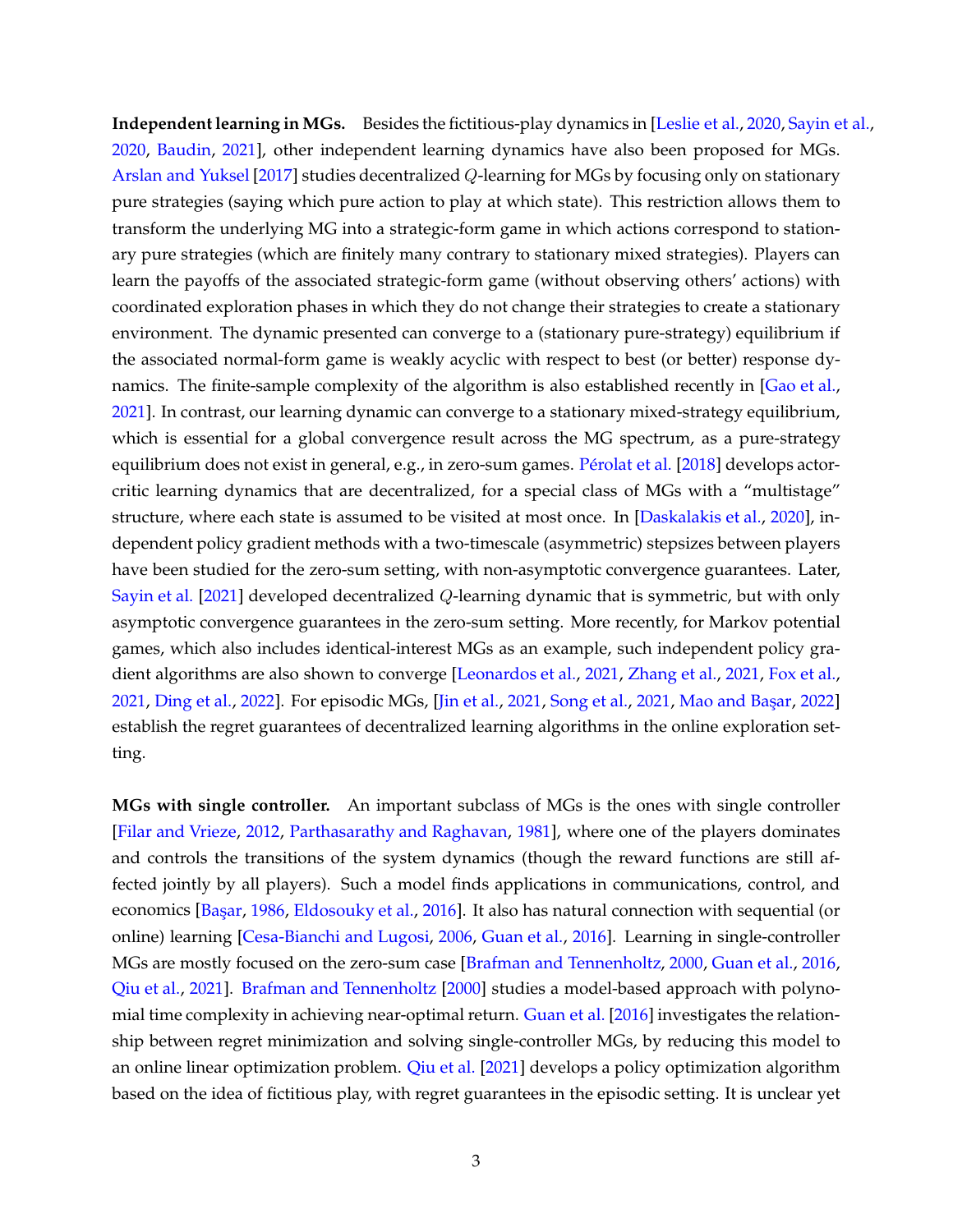**Independent learning in MGs.** Besides the fictitious-play dynamics in [Leslie et al., 2020, Sayin et al., 2020, Baudin, 2021], other independent learning dynamics have also been proposed for MGs. Arslan and Yuksel [2017] studies decentralized $Q$-learning for MGs by focusing only on stationary pure strategies (saying which pure action to play at which state). This restriction allows them to transform the underlying MG into a strategic-form game in which actions correspond to stationary pure strategies (which are finitely many contrary to stationary mixed strategies). Players can learn the payoffs of the associated strategic-form game (without observing others' actions) with coordinated exploration phases in which they do not change their strategies to create a stationary environment. The dynamic presented can converge to a (stationary pure-strategy) equilibrium if the associated normal-form game is weakly acyclic with respect to best (or better) response dynamics. The finite-sample complexity of the algorithm is also established recently in [Gao et al., 2021]. In contrast, our learning dynamic can converge to a stationary mixed-strategy equilibrium, which is essential for a global convergence result across the MG spectrum, as a pure-strategy equilibrium does not exist in general, e.g., in zero-sum games. Pérolat et al. [2018] develops actor-critic learning dynamics that are decentralized, for a special class of MGs with a "multistage" structure, where each state is assumed to be visited at most once. In [Daskalakis et al., 2020], independent policy gradient methods with a two-timescale (asymmetric) stepsizes between players have been studied for the zero-sum setting, with non-asymptotic convergence guarantees. Later, Sayin et al. [2021] developed decentralized $Q$-learning dynamic that is symmetric, but with only asymptotic convergence guarantees in the zero-sum setting. More recently, for Markov potential games, which also includes identical-interest MGs as an example, such independent policy gradient algorithms are also shown to converge [Leonardos et al., 2021, Zhang et al., 2021, Fox et al., 2021, Ding et al., 2022]. For episodic MGs, [Jin et al., 2021, Song et al., 2021, Mao and Başar, 2022] establish the regret guarantees of decentralized learning algorithms in the online exploration setting.

**MGs with single controller.** An important subclass of MGs is the ones with single controller [Filar and Vrieze, 2012, Parthasarathy and Raghavan, 1981], where one of the players dominates and controls the transitions of the system dynamics (though the reward functions are still affected jointly by all players). Such a model finds applications in communications, control, and economics [Başar, 1986, Eldosouky et al., 2016]. It also has natural connection with sequential (or online) learning [Cesa-Bianchi and Lugosi, 2006, Guan et al., 2016]. Learning in single-controller MGs are mostly focused on the zero-sum case [Brafman and Tennenholtz, 2000, Guan et al., 2016, Qiu et al., 2021]. Brafman and Tennenholtz [2000] studies a model-based approach with polynomial time complexity in achieving near-optimal return. Guan et al. [2016] investigates the relationship between regret minimization and solving single-controller MGs, by reducing this model to an online linear optimization problem. Qiu et al. [2021] develops a policy optimization algorithm based on the idea of fictitious play, with regret guarantees in the episodic setting. It is unclear yet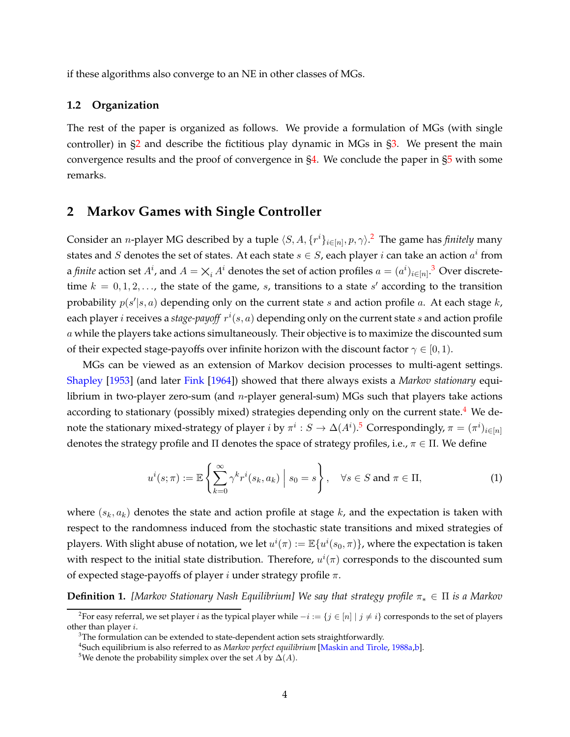if these algorithms also converge to an NE in other classes of MGs.

### 1.2 Organization

The rest of the paper is organized as follows. We provide a formulation of MGs (with single controller) in §2 and describe the fictitious play dynamic in MGs in §3. We present the main convergence results and the proof of convergence in §4. We conclude the paper in §5 with some remarks.

## 2 Markov Games with Single Controller

Consider an $n$-player MG described by a tuple $\langle S, A, \{r^i\}_{i\in[n]}, p, \gamma\rangle$.[2] The game has *finitely* many states and $S$ denotes the set of states. At each state $s \in S$, each player $i$ can take an action $a^i$ from a *finite* action set $A^i$, and $A = \times_i A^i$ denotes the set of action profiles $a = (a^i)_{i\in[n]}$.[3] Over discrete-time $k = 0, 1, 2, \ldots$, the state of the game, $s$, transitions to a state $s'$ according to the transition probability $p(s'|s, a)$ depending only on the current state $s$ and action profile $a$. At each stage $k$, each player $i$ receives a *stage-payoff* $r^i(s, a)$ depending only on the current state $s$ and action profile $a$ while the players take actions simultaneously. Their objective is to maximize the discounted sum of their expected stage-payoffs over infinite horizon with the discount factor $\gamma \in [0, 1)$.

MGs can be viewed as an extension of Markov decision processes to multi-agent settings. Shapley [1953] (and later Fink [1964]) showed that there always exists a *Markov stationary* equilibrium in two-player zero-sum (and $n$-player general-sum) MGs such that players take actions according to stationary (possibly mixed) strategies depending only on the current state.[4] We denote the stationary mixed-strategy of player $i$ by $\pi^i : S \to \Delta(A^i)$.[5] Correspondingly, $\pi = (\pi^i)_{i\in[n]}$ denotes the strategy profile and $\Pi$ denotes the space of strategy profiles, i.e., $\pi \in \Pi$. We define

$$u^i(s;\pi) := \mathbb{E}\left\{\sum_{k=0}^{\infty} \gamma^k r^i(s_k, a_k) \,\middle|\, s_0 = s\right\}, \quad \forall s \in S \text{ and } \pi \in \Pi, \tag{1}$$

where $(s_k, a_k)$ denotes the state and action profile at stage $k$, and the expectation is taken with respect to the randomness induced from the stochastic state transitions and mixed strategies of players. With slight abuse of notation, we let $u^i(\pi) := \mathbb{E}\{u^i(s_0, \pi)\}$, where the expectation is taken with respect to the initial state distribution. Therefore, $u^i(\pi)$ corresponds to the discounted sum of expected stage-payoffs of player $i$ under strategy profile $\pi$.

**Definition 1.** *[Markov Stationary Nash Equilibrium] We say that strategy profile $\pi_* \in \Pi$ is a Markov*

[2] For easy referral, we set player $i$ as the typical player while $-i := \{j \in [n] \mid j \neq i\}$ corresponds to the set of players other than player $i$.

[3] The formulation can be extended to state-dependent action sets straightforwardly.

[4] Such equilibrium is also referred to as *Markov perfect equilibrium* [Maskin and Tirole, 1988a,b].

[5] We denote the probability simplex over the set $A$ by $\Delta(A)$.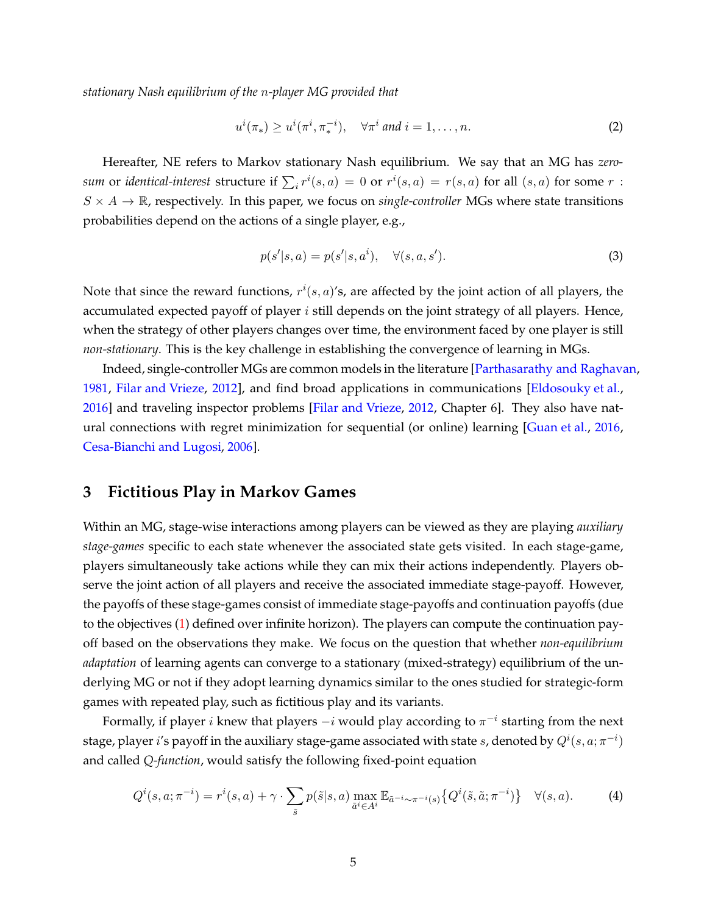*stationary Nash equilibrium of the $n$-player MG provided that*

$$u^i(\pi_*) \geq u^i(\pi^i, \pi_*^{-i}), \quad \forall \pi^i \text{ and } i = 1, \ldots, n. \tag{2}$$

Hereafter, NE refers to Markov stationary Nash equilibrium. We say that an MG has *zero-sum* or *identical-interest* structure if $\sum_i r^i(s,a) = 0$ or $r^i(s,a) = r(s,a)$ for all $(s,a)$ for some $r : S \times A \to \mathbb{R}$, respectively. In this paper, we focus on *single-controller* MGs where state transitions probabilities depend on the actions of a single player, e.g.,

$$p(s'|s,a) = p(s'|s,a^i), \quad \forall (s,a,s'). \tag{3}$$

Note that since the reward functions, $r^i(s,a)$'s, are affected by the joint action of all players, the accumulated expected payoff of player $i$ still depends on the joint strategy of all players. Hence, when the strategy of other players changes over time, the environment faced by one player is still *non-stationary*. This is the key challenge in establishing the convergence of learning in MGs.

Indeed, single-controller MGs are common models in the literature [Parthasarathy and Raghavan, 1981, Filar and Vrieze, 2012], and find broad applications in communications [Eldosouky et al., 2016] and traveling inspector problems [Filar and Vrieze, 2012, Chapter 6]. They also have natural connections with regret minimization for sequential (or online) learning [Guan et al., 2016, Cesa-Bianchi and Lugosi, 2006].

## 3 Fictitious Play in Markov Games

Within an MG, stage-wise interactions among players can be viewed as they are playing *auxiliary stage-games* specific to each state whenever the associated state gets visited. In each stage-game, players simultaneously take actions while they can mix their actions independently. Players observe the joint action of all players and receive the associated immediate stage-payoff. However, the payoffs of these stage-games consist of immediate stage-payoffs and continuation payoffs (due to the objectives (1) defined over infinite horizon). The players can compute the continuation payoff based on the observations they make. We focus on the question that whether *non-equilibrium adaptation* of learning agents can converge to a stationary (mixed-strategy) equilibrium of the underlying MG or not if they adopt learning dynamics similar to the ones studied for strategic-form games with repeated play, such as fictitious play and its variants.

Formally, if player $i$ knew that players $-i$ would play according to $\pi^{-i}$ starting from the next stage, player $i$'s payoff in the auxiliary stage-game associated with state $s$, denoted by $Q^i(s,a;\pi^{-i})$ and called *Q-function*, would satisfy the following fixed-point equation

$$Q^i(s,a;\pi^{-i}) = r^i(s,a) + \gamma \cdot \sum_{\tilde{s}} p(\tilde{s}|s,a) \max_{\tilde{a}^i \in A^i} \mathbb{E}_{\tilde{a}^{-i} \sim \pi^{-i}(s)} \{ Q^i(\tilde{s}, \tilde{a}; \pi^{-i}) \} \quad \forall (s,a). \tag{4}$$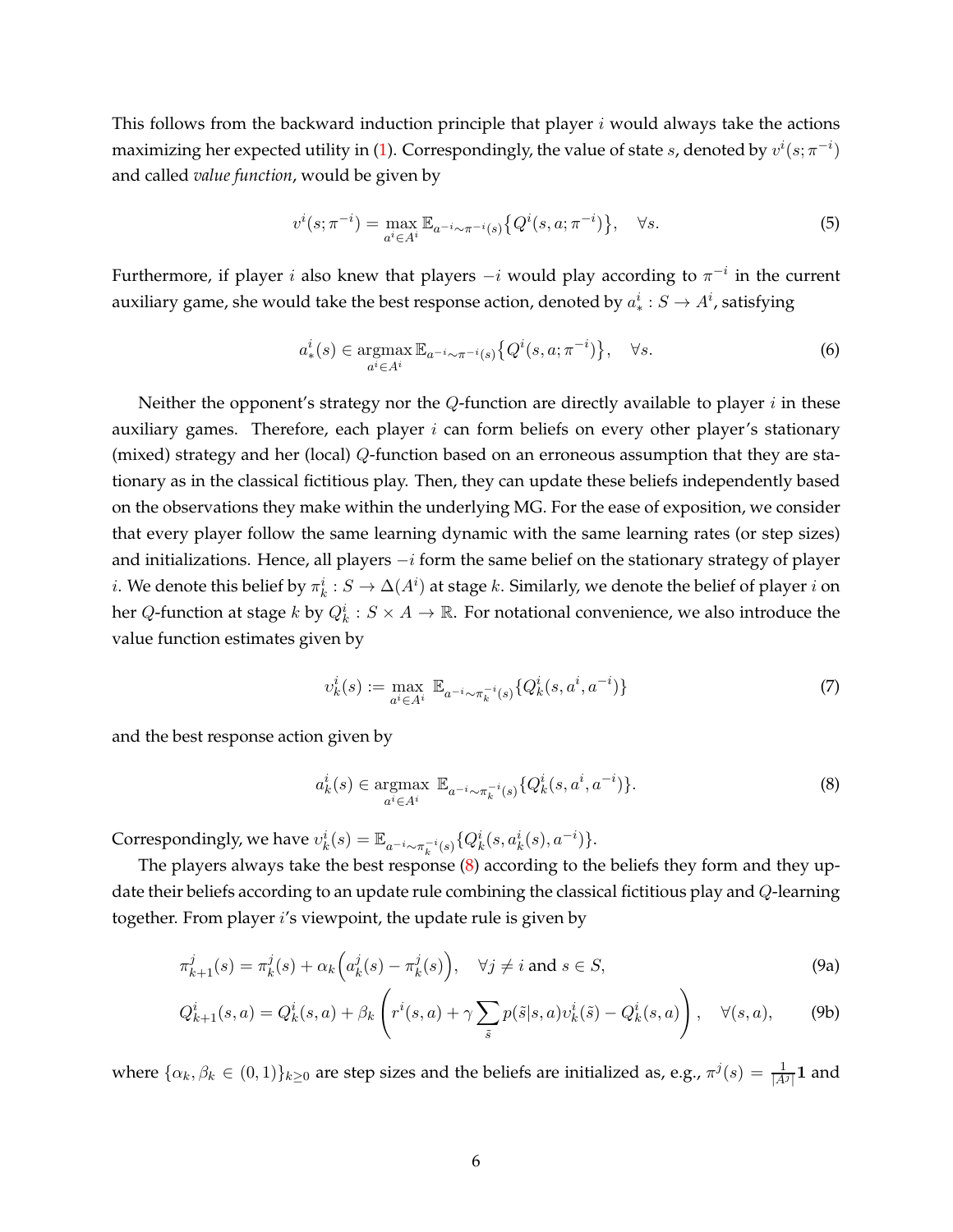This follows from the backward induction principle that player $i$ would always take the actions maximizing her expected utility in (1). Correspondingly, the value of state $s$, denoted by $v^i(s;\pi^{-i})$ and called *value function*, would be given by

$$v^i(s;\pi^{-i}) = \max_{a^i\in A^i} \mathbb{E}_{a^{-i}\sim\pi^{-i}(s)}\big\{Q^i(s,a;\pi^{-i})\big\}, \quad \forall s. \tag{5}$$

Furthermore, if player $i$ also knew that players $-i$ would play according to $\pi^{-i}$ in the current auxiliary game, she would take the best response action, denoted by $a^i_* : S \to A^i$, satisfying

$$a^i_*(s) \in \operatorname*{argmax}_{a^i\in A^i} \mathbb{E}_{a^{-i}\sim\pi^{-i}(s)}\big\{Q^i(s,a;\pi^{-i})\big\}, \quad \forall s. \tag{6}$$

Neither the opponent's strategy nor the $Q$-function are directly available to player $i$ in these auxiliary games. Therefore, each player $i$ can form beliefs on every other player's stationary (mixed) strategy and her (local) $Q$-function based on an erroneous assumption that they are stationary as in the classical fictitious play. Then, they can update these beliefs independently based on the observations they make within the underlying MG. For the ease of exposition, we consider that every player follow the same learning dynamic with the same learning rates (or step sizes) and initializations. Hence, all players $-i$ form the same belief on the stationary strategy of player $i$. We denote this belief by $\pi^i_k : S \to \Delta(A^i)$ at stage $k$. Similarly, we denote the belief of player $i$ on her $Q$-function at stage $k$ by $Q^i_k : S \times A \to \mathbb{R}$. For notational convenience, we also introduce the value function estimates given by

$$v^i_k(s) := \max_{a^i\in A^i}\ \mathbb{E}_{a^{-i}\sim\pi^{-i}_k(s)}\{Q^i_k(s,a^i,a^{-i})\} \tag{7}$$

and the best response action given by

$$a^i_k(s) \in \operatorname*{argmax}_{a^i\in A^i}\ \mathbb{E}_{a^{-i}\sim\pi^{-i}_k(s)}\{Q^i_k(s,a^i,a^{-i})\}. \tag{8}$$

Correspondingly, we have $v^i_k(s) = \mathbb{E}_{a^{-i}\sim\pi^{-i}_k(s)}\{Q^i_k(s,a^i_k(s),a^{-i})\}$.

The players always take the best response (8) according to the beliefs they form and they update their beliefs according to an update rule combining the classical fictitious play and $Q$-learning together. From player $i$'s viewpoint, the update rule is given by

$$\pi^j_{k+1}(s) = \pi^j_k(s) + \alpha_k\Big(a^j_k(s) - \pi^j_k(s)\Big), \quad \forall j \neq i \text{ and } s \in S, \tag{9a}$$

$$Q^i_{k+1}(s,a) = Q^i_k(s,a) + \beta_k\left(r^i(s,a) + \gamma\sum_{\tilde{s}} p(\tilde{s}|s,a)v^i_k(\tilde{s}) - Q^i_k(s,a)\right), \quad \forall (s,a), \tag{9b}$$

where $\{\alpha_k, \beta_k \in (0,1)\}_{k\geq 0}$ are step sizes and the beliefs are initialized as, e.g., $\pi^j(s) = \frac{1}{|A^j|}\mathbf{1}$ and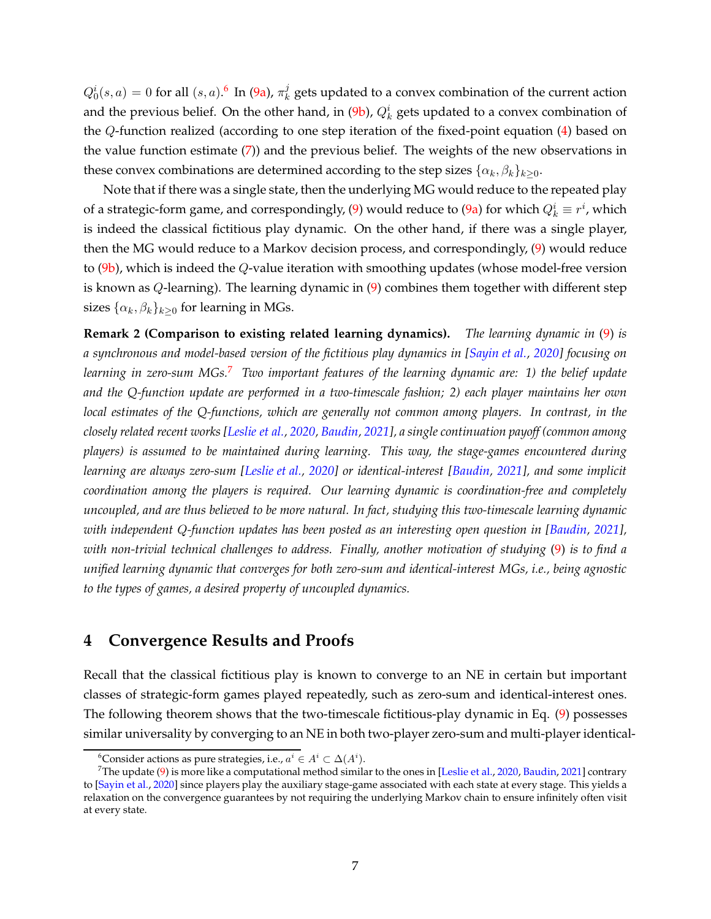$Q_0^i(s,a) = 0$ for all $(s,a)$.[6] In (9a), $\pi_k^j$ gets updated to a convex combination of the current action and the previous belief. On the other hand, in (9b), $Q_k^i$ gets updated to a convex combination of the $Q$-function realized (according to one step iteration of the fixed-point equation (4) based on the value function estimate (7)) and the previous belief. The weights of the new observations in these convex combinations are determined according to the step sizes $\{\alpha_k, \beta_k\}_{k\geq 0}$.

Note that if there was a single state, then the underlying MG would reduce to the repeated play of a strategic-form game, and correspondingly, (9) would reduce to (9a) for which $Q_k^i \equiv r^i$, which is indeed the classical fictitious play dynamic. On the other hand, if there was a single player, then the MG would reduce to a Markov decision process, and correspondingly, (9) would reduce to (9b), which is indeed the $Q$-value iteration with smoothing updates (whose model-free version is known as $Q$-learning). The learning dynamic in (9) combines them together with different step sizes $\{\alpha_k, \beta_k\}_{k\geq 0}$ for learning in MGs.

**Remark 2 (Comparison to existing related learning dynamics).** *The learning dynamic in (9) is a synchronous and model-based version of the fictitious play dynamics in [Sayin et al., 2020] focusing on learning in zero-sum MGs.[7] Two important features of the learning dynamic are: 1) the belief update and the Q-function update are performed in a two-timescale fashion; 2) each player maintains her own local estimates of the Q-functions, which are generally not common among players. In contrast, in the closely related recent works [Leslie et al., 2020, Baudin, 2021], a single continuation payoff (common among players) is assumed to be maintained during learning. This way, the stage-games encountered during learning are always zero-sum [Leslie et al., 2020] or identical-interest [Baudin, 2021], and some implicit coordination among the players is required. Our learning dynamic is coordination-free and completely uncoupled, and are thus believed to be more natural. In fact, studying this two-timescale learning dynamic with independent Q-function updates has been posted as an interesting open question in [Baudin, 2021], with non-trivial technical challenges to address. Finally, another motivation of studying (9) is to find a unified learning dynamic that converges for both zero-sum and identical-interest MGs, i.e., being agnostic to the types of games, a desired property of uncoupled dynamics.*

# 4 Convergence Results and Proofs

Recall that the classical fictitious play is known to converge to an NE in certain but important classes of strategic-form games played repeatedly, such as zero-sum and identical-interest ones. The following theorem shows that the two-timescale fictitious-play dynamic in Eq. (9) possesses similar universality by converging to an NE in both two-player zero-sum and multi-player identical-

---

[6] Consider actions as pure strategies, i.e., $a^i \in A^i \subset \Delta(A^i)$.

[7] The update (9) is more like a computational method similar to the ones in [Leslie et al., 2020, Baudin, 2021] contrary to [Sayin et al., 2020] since players play the auxiliary stage-game associated with each state at every stage. This yields a relaxation on the convergence guarantees by not requiring the underlying Markov chain to ensure infinitely often visit at every state.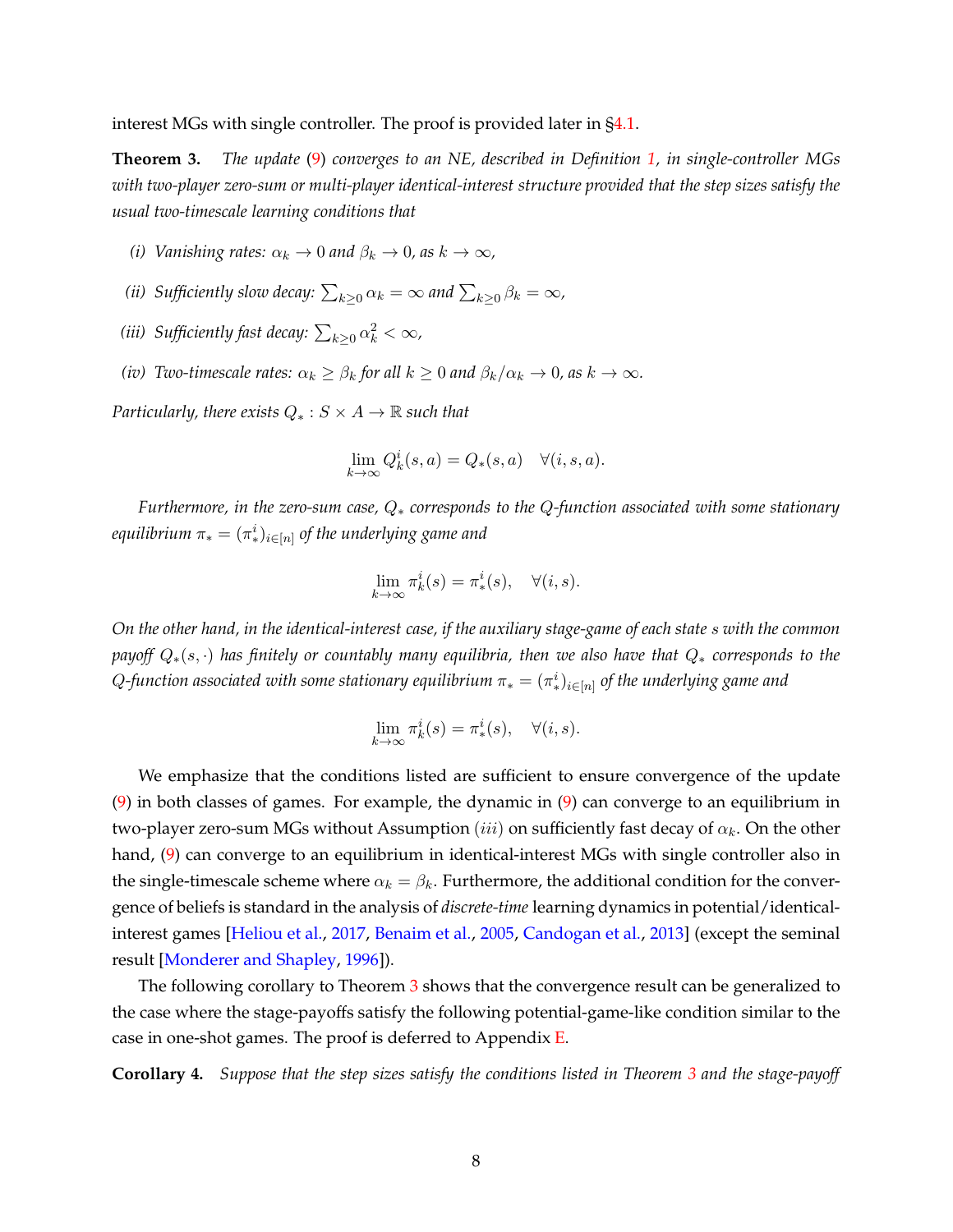interest MGs with single controller. The proof is provided later in §4.1.

**Theorem 3.** *The update (9) converges to an NE, described in Definition 1, in single-controller MGs with two-player zero-sum or multi-player identical-interest structure provided that the step sizes satisfy the usual two-timescale learning conditions that*

*(i) Vanishing rates: $\alpha_k \to 0$ and $\beta_k \to 0$, as $k \to \infty$,*

*(ii) Sufficiently slow decay: $\sum_{k\geq 0} \alpha_k = \infty$ and $\sum_{k\geq 0} \beta_k = \infty$,*

*(iii) Sufficiently fast decay: $\sum_{k\geq 0} \alpha_k^2 < \infty$,*

*(iv) Two-timescale rates: $\alpha_k \geq \beta_k$ for all $k \geq 0$ and $\beta_k/\alpha_k \to 0$, as $k \to \infty$.*

*Particularly, there exists $Q_* : S \times A \to \mathbb{R}$ such that*

$$\lim_{k\to\infty} Q_k^i(s,a) = Q_*(s,a) \quad \forall (i,s,a).$$

*Furthermore, in the zero-sum case, $Q_*$ corresponds to the Q-function associated with some stationary equilibrium $\pi_* = (\pi_*^i)_{i\in[n]}$ of the underlying game and*

$$\lim_{k\to\infty} \pi_k^i(s) = \pi_*^i(s), \quad \forall (i,s).$$

*On the other hand, in the identical-interest case, if the auxiliary stage-game of each state $s$ with the common payoff $Q_*(s,\cdot)$ has finitely or countably many equilibria, then we also have that $Q_*$ corresponds to the Q-function associated with some stationary equilibrium $\pi_* = (\pi_*^i)_{i\in[n]}$ of the underlying game and*

$$\lim_{k\to\infty} \pi_k^i(s) = \pi_*^i(s), \quad \forall (i,s).$$

We emphasize that the conditions listed are sufficient to ensure convergence of the update (9) in both classes of games. For example, the dynamic in (9) can converge to an equilibrium in two-player zero-sum MGs without Assumption $(iii)$ on sufficiently fast decay of $\alpha_k$. On the other hand, (9) can converge to an equilibrium in identical-interest MGs with single controller also in the single-timescale scheme where $\alpha_k = \beta_k$. Furthermore, the additional condition for the convergence of beliefs is standard in the analysis of *discrete-time* learning dynamics in potential/identical-interest games [Heliou et al., 2017, Benaim et al., 2005, Candogan et al., 2013] (except the seminal result [Monderer and Shapley, 1996]).

The following corollary to Theorem 3 shows that the convergence result can be generalized to the case where the stage-payoffs satisfy the following potential-game-like condition similar to the case in one-shot games. The proof is deferred to Appendix E.

**Corollary 4.** *Suppose that the step sizes satisfy the conditions listed in Theorem 3 and the stage-payoff*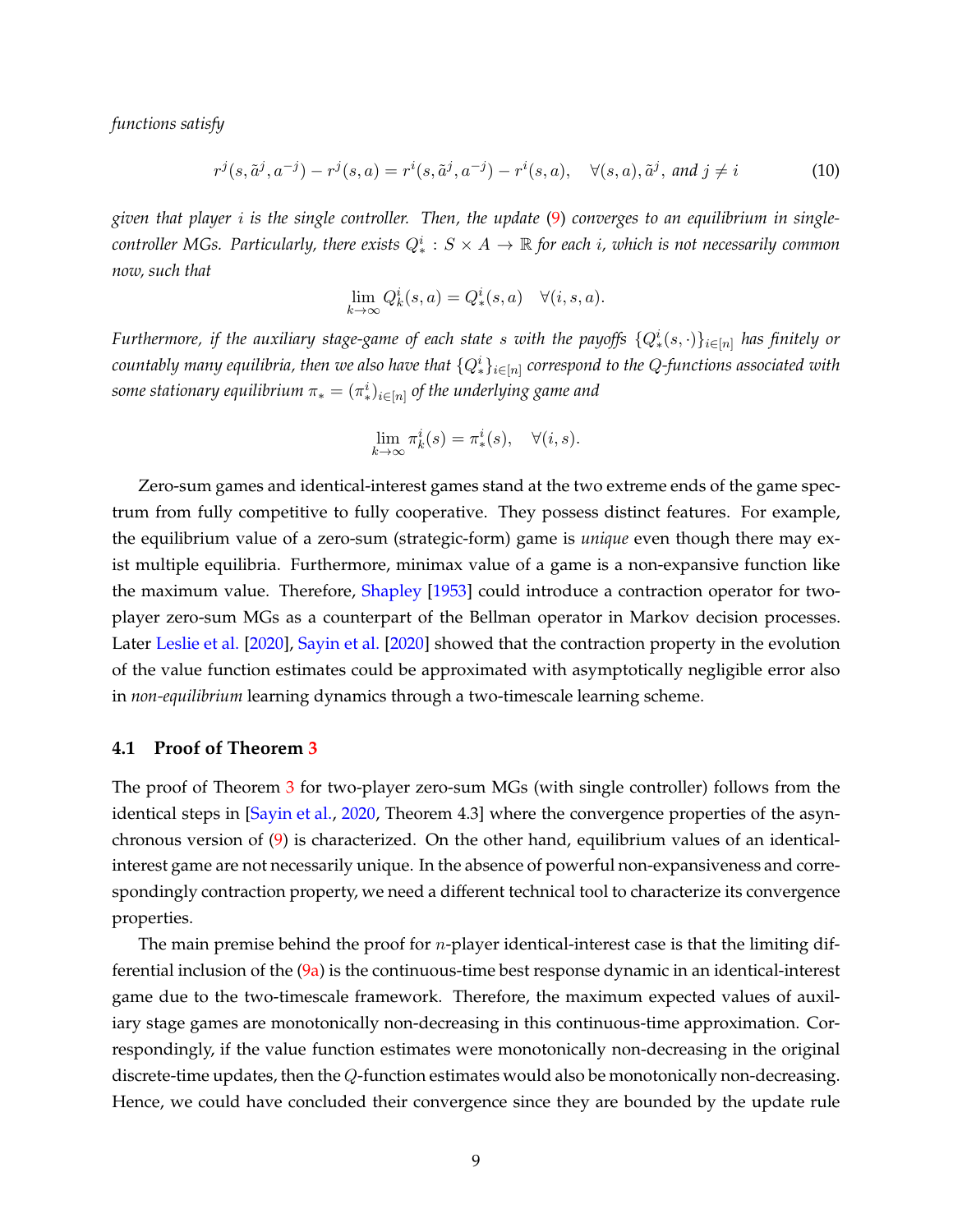*functions satisfy*

$$r^j(s, \tilde{a}^j, a^{-j}) - r^j(s,a) = r^i(s, \tilde{a}^j, a^{-j}) - r^i(s,a), \quad \forall (s,a), \tilde{a}^j, \text{ and } j \neq i \tag{10}$$

*given that player $i$ is the single controller. Then, the update (9) converges to an equilibrium in single-controller MGs. Particularly, there exists $Q_*^i : S \times A \to \mathbb{R}$ for each $i$, which is not necessarily common now, such that*

$$\lim_{k\to\infty} Q_k^i(s,a) = Q_*^i(s,a) \quad \forall (i,s,a).$$

*Furthermore, if the auxiliary stage-game of each state $s$ with the payoffs $\{Q_*^i(s,\cdot)\}_{i\in[n]}$ has finitely or countably many equilibria, then we also have that $\{Q_*^i\}_{i\in[n]}$ correspond to the Q-functions associated with some stationary equilibrium $\pi_* = (\pi_*^i)_{i\in[n]}$ of the underlying game and*

$$\lim_{k\to\infty} \pi_k^i(s) = \pi_*^i(s), \quad \forall (i,s).$$

Zero-sum games and identical-interest games stand at the two extreme ends of the game spectrum from fully competitive to fully cooperative. They possess distinct features. For example, the equilibrium value of a zero-sum (strategic-form) game is *unique* even though there may exist multiple equilibria. Furthermore, minimax value of a game is a non-expansive function like the maximum value. Therefore, Shapley [1953] could introduce a contraction operator for two-player zero-sum MGs as a counterpart of the Bellman operator in Markov decision processes. Later Leslie et al. [2020], Sayin et al. [2020] showed that the contraction property in the evolution of the value function estimates could be approximated with asymptotically negligible error also in *non-equilibrium* learning dynamics through a two-timescale learning scheme.

### 4.1 Proof of Theorem 3

The proof of Theorem 3 for two-player zero-sum MGs (with single controller) follows from the identical steps in [Sayin et al., 2020, Theorem 4.3] where the convergence properties of the asynchronous version of (9) is characterized. On the other hand, equilibrium values of an identical-interest game are not necessarily unique. In the absence of powerful non-expansiveness and correspondingly contraction property, we need a different technical tool to characterize its convergence properties.

The main premise behind the proof for $n$-player identical-interest case is that the limiting differential inclusion of the (9a) is the continuous-time best response dynamic in an identical-interest game due to the two-timescale framework. Therefore, the maximum expected values of auxiliary stage games are monotonically non-decreasing in this continuous-time approximation. Correspondingly, if the value function estimates were monotonically non-decreasing in the original discrete-time updates, then the $Q$-function estimates would also be monotonically non-decreasing. Hence, we could have concluded their convergence since they are bounded by the update rule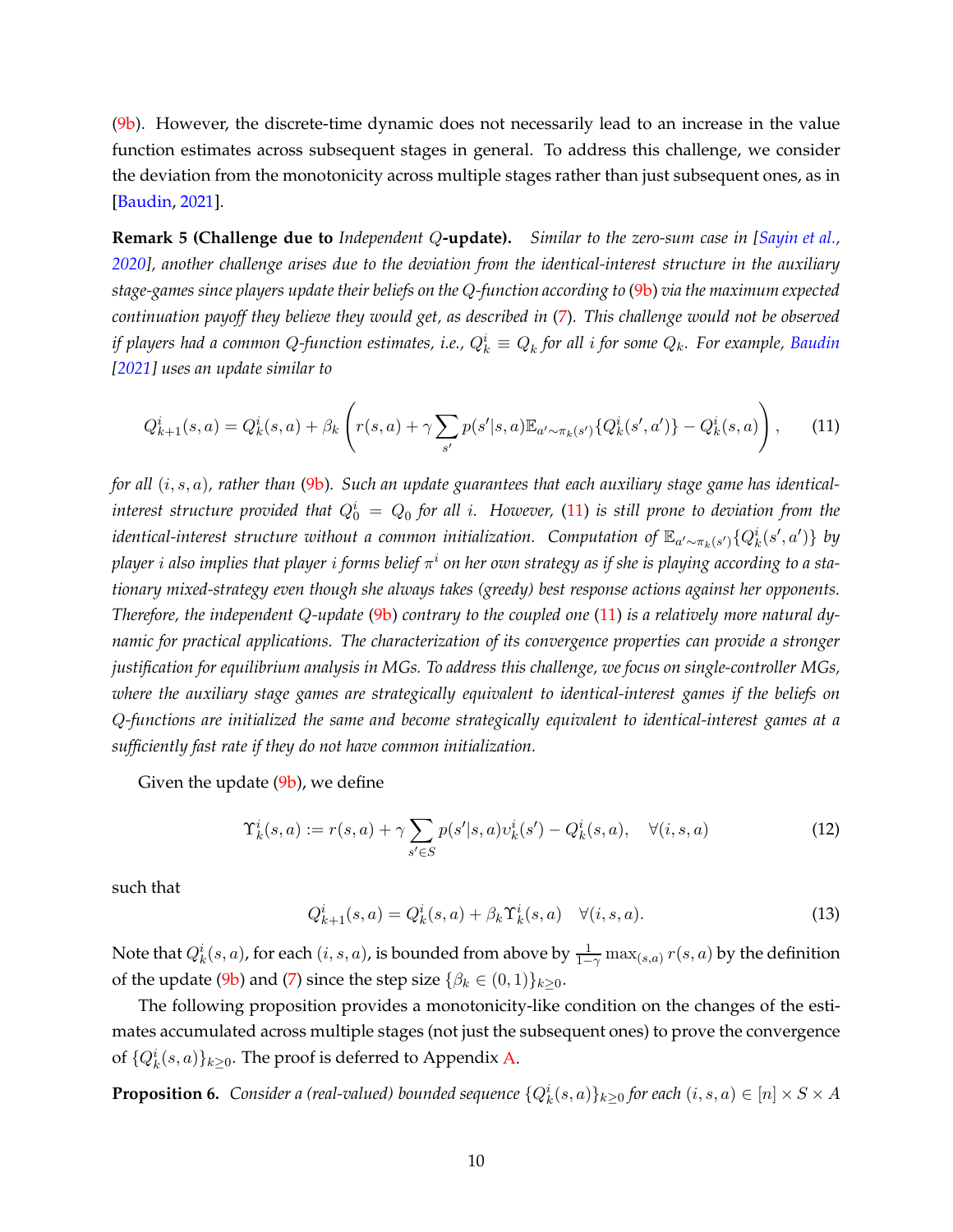(9b). However, the discrete-time dynamic does not necessarily lead to an increase in the value function estimates across subsequent stages in general. To address this challenge, we consider the deviation from the monotonicity across multiple stages rather than just subsequent ones, as in [Baudin, 2021].

**Remark 5 (Challenge due to** ***Independent*** $Q$**-update).** *Similar to the zero-sum case in [Sayin et al., 2020], another challenge arises due to the deviation from the identical-interest structure in the auxiliary stage-games since players update their beliefs on the Q-function according to (9b) via the maximum expected continuation payoff they believe they would get, as described in (7). This challenge would not be observed if players had a common Q-function estimates, i.e., $Q_k^i \equiv Q_k$ for all $i$ for some $Q_k$. For example, Baudin [2021] uses an update similar to*

$$Q_{k+1}^i(s,a) = Q_k^i(s,a) + \beta_k \left( r(s,a) + \gamma \sum_{s'} p(s'|s,a) \mathbb{E}_{a' \sim \pi_k(s')}\{Q_k^i(s',a')\} - Q_k^i(s,a) \right), \qquad (11)$$

*for all $(i,s,a)$, rather than (9b). Such an update guarantees that each auxiliary stage game has identical-interest structure provided that $Q_0^i = Q_0$ for all $i$. However, (11) is still prone to deviation from the identical-interest structure without a common initialization. Computation of $\mathbb{E}_{a' \sim \pi_k(s')}\{Q_k^i(s',a')\}$ by player $i$ also implies that player $i$ forms belief $\pi^i$ on her own strategy as if she is playing according to a stationary mixed-strategy even though she always takes (greedy) best response actions against her opponents. Therefore, the independent Q-update (9b) contrary to the coupled one (11) is a relatively more natural dynamic for practical applications. The characterization of its convergence properties can provide a stronger justification for equilibrium analysis in MGs. To address this challenge, we focus on single-controller MGs, where the auxiliary stage games are strategically equivalent to identical-interest games if the beliefs on Q-functions are initialized the same and become strategically equivalent to identical-interest games at a sufficiently fast rate if they do not have common initialization.*

Given the update (9b), we define

$$\Upsilon_k^i(s,a) := r(s,a) + \gamma \sum_{s' \in S} p(s'|s,a) v_k^i(s') - Q_k^i(s,a), \quad \forall (i,s,a) \qquad (12)$$

such that

$$Q_{k+1}^i(s,a) = Q_k^i(s,a) + \beta_k \Upsilon_k^i(s,a) \quad \forall (i,s,a). \qquad (13)$$

Note that $Q_k^i(s,a)$, for each $(i,s,a)$, is bounded from above by $\frac{1}{1-\gamma} \max_{(s,a)} r(s,a)$ by the definition of the update (9b) and (7) since the step size $\{\beta_k \in (0,1)\}_{k \geq 0}$.

The following proposition provides a monotonicity-like condition on the changes of the estimates accumulated across multiple stages (not just the subsequent ones) to prove the convergence of $\{Q_k^i(s,a)\}_{k \geq 0}$. The proof is deferred to Appendix A.

**Proposition 6.** *Consider a (real-valued) bounded sequence $\{Q_k^i(s,a)\}_{k \geq 0}$ for each $(i,s,a) \in [n] \times S \times A$*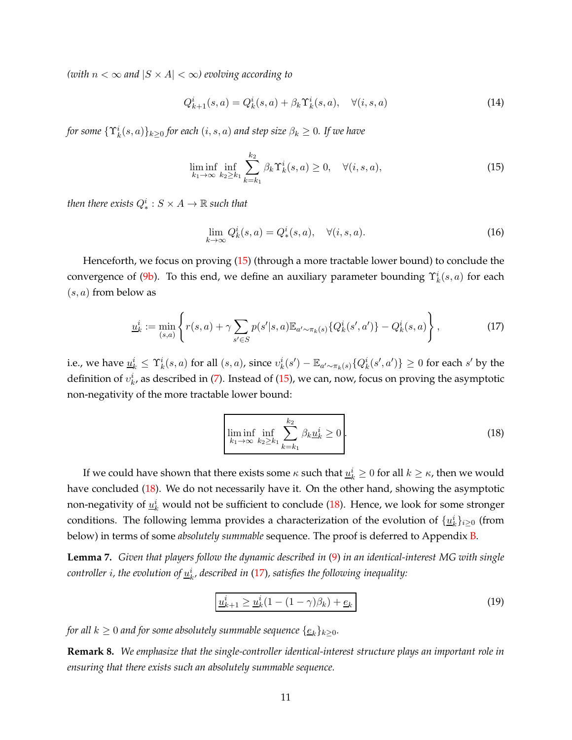*(with $n < \infty$ and $|S \times A| < \infty$) evolving according to*

$$Q_{k+1}^i(s,a) = Q_k^i(s,a) + \beta_k \Upsilon_k^i(s,a), \quad \forall (i,s,a) \tag{14}$$

*for some $\{\Upsilon_k^i(s,a)\}_{k\geq 0}$ for each $(i,s,a)$ and step size $\beta_k \geq 0$. If we have*

$$\liminf_{k_1 \to \infty} \inf_{k_2 \geq k_1} \sum_{k=k_1}^{k_2} \beta_k \Upsilon_k^i(s,a) \geq 0, \quad \forall (i,s,a), \tag{15}$$

*then there exists $Q_*^i : S \times A \to \mathbb{R}$ such that*

$$\lim_{k \to \infty} Q_k^i(s,a) = Q_*^i(s,a), \quad \forall (i,s,a). \tag{16}$$

Henceforth, we focus on proving (15) (through a more tractable lower bound) to conclude the convergence of (9b). To this end, we define an auxiliary parameter bounding $\Upsilon_k^i(s,a)$ for each $(s,a)$ from below as

$$\underline{u}_k^i := \min_{(s,a)} \left\{ r(s,a) + \gamma \sum_{s' \in S} p(s'|s,a) \mathbb{E}_{a' \sim \pi_k(s)} \{Q_k^i(s',a')\} - Q_k^i(s,a) \right\}, \tag{17}$$

i.e., we have $\underline{u}_k^i \leq \Upsilon_k^i(s,a)$ for all $(s,a)$, since $v_k^i(s') - \mathbb{E}_{a' \sim \pi_k(s)}\{Q_k^i(s',a')\} \geq 0$ for each $s'$ by the definition of $v_k^i$, as described in (7). Instead of (15), we can, now, focus on proving the asymptotic non-negativity of the more tractable lower bound:

$$\boxed{\liminf_{k_1 \to \infty} \inf_{k_2 \geq k_1} \sum_{k=k_1}^{k_2} \beta_k \underline{u}_k^i \geq 0}. \tag{18}$$

If we could have shown that there exists some $\kappa$ such that $\underline{u}_k^i \geq 0$ for all $k \geq \kappa$, then we would have concluded (18). We do not necessarily have it. On the other hand, showing the asymptotic non-negativity of $\underline{u}_k^i$ would not be sufficient to conclude (18). Hence, we look for some stronger conditions. The following lemma provides a characterization of the evolution of $\{\underline{u}_k^i\}_{i \geq 0}$ (from below) in terms of some *absolutely summable* sequence. The proof is deferred to Appendix B.

**Lemma 7.** *Given that players follow the dynamic described in* (9) *in an identical-interest MG with single controller $i$, the evolution of $\underline{u}_k^i$, described in* (17)*, satisfies the following inequality:*

$$\boxed{\underline{u}_{k+1}^i \geq \underline{u}_k^i (1 - (1-\gamma)\beta_k) + \underline{e}_k} \tag{19}$$

*for all $k \geq 0$ and for some absolutely summable sequence $\{\underline{e}_k\}_{k \geq 0}$.*

**Remark 8.** *We emphasize that the single-controller identical-interest structure plays an important role in ensuring that there exists such an absolutely summable sequence.*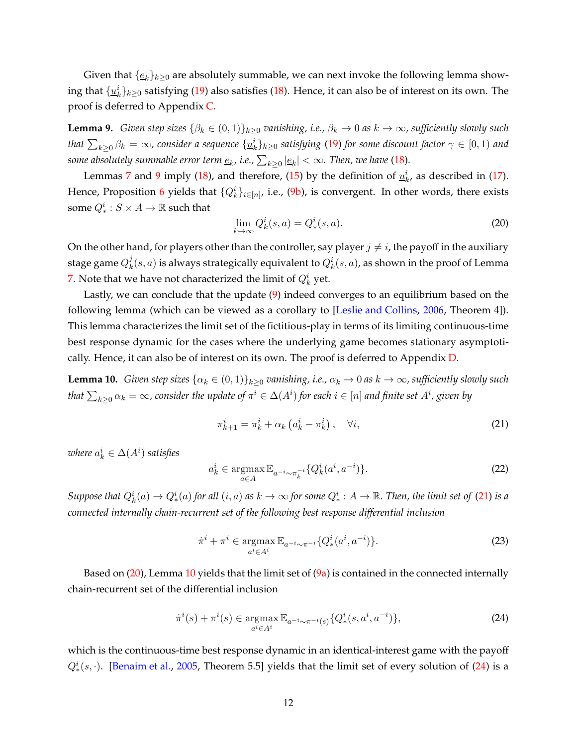Given that $\{\underline{e}_k\}_{k\geq 0}$ are absolutely summable, we can next invoke the following lemma showing that $\{\underline{u}_k^i\}_{k\geq 0}$ satisfying (19) also satisfies (18). Hence, it can also be of interest on its own. The proof is deferred to Appendix C.

**Lemma 9.** *Given step sizes $\{\beta_k \in (0,1)\}_{k\geq 0}$ vanishing, i.e., $\beta_k \to 0$ as $k \to \infty$, sufficiently slowly such that $\sum_{k\geq 0} \beta_k = \infty$, consider a sequence $\{\underline{u}_k^i\}_{k\geq 0}$ satisfying (19) for some discount factor $\gamma \in [0,1)$ and some absolutely summable error term $\underline{e}_k$, i.e., $\sum_{k\geq 0} |\underline{e}_k| < \infty$. Then, we have (18).*

Lemmas 7 and 9 imply (18), and therefore, (15) by the definition of $\underline{u}_k^i$, as described in (17). Hence, Proposition 6 yields that $\{Q_k^i\}_{i\in[n]}$, i.e., (9b), is convergent. In other words, there exists some $Q_*^i : S \times A \to \mathbb{R}$ such that

$$\lim_{k\to\infty} Q_k^i(s,a) = Q_*^i(s,a). \tag{20}$$

On the other hand, for players other than the controller, say player $j \neq i$, the payoff in the auxiliary stage game $Q_k^j(s,a)$ is always strategically equivalent to $Q_k^i(s,a)$, as shown in the proof of Lemma 7. Note that we have not characterized the limit of $Q_k^i$ yet.

Lastly, we can conclude that the update (9) indeed converges to an equilibrium based on the following lemma (which can be viewed as a corollary to [Leslie and Collins, 2006, Theorem 4]). This lemma characterizes the limit set of the fictitious-play in terms of its limiting continuous-time best response dynamic for the cases where the underlying game becomes stationary asymptotically. Hence, it can also be of interest on its own. The proof is deferred to Appendix D.

**Lemma 10.** *Given step sizes $\{\alpha_k \in (0,1)\}_{k\geq 0}$ vanishing, i.e., $\alpha_k \to 0$ as $k \to \infty$, sufficiently slowly such that $\sum_{k\geq 0} \alpha_k = \infty$, consider the update of $\pi^i \in \Delta(A^i)$ for each $i \in [n]$ and finite set $A^i$, given by*

$$\pi_{k+1}^i = \pi_k^i + \alpha_k \left(a_k^i - \pi_k^i\right), \quad \forall i, \tag{21}$$

*where $a_k^i \in \Delta(A^i)$ satisfies*

$$a_k^i \in \operatorname*{argmax}_{a\in A} \mathbb{E}_{a^{-i}\sim\pi_k^{-i}}\{Q_k^i(a^i, a^{-i})\}. \tag{22}$$

*Suppose that $Q_k^i(a) \to Q_*^i(a)$ for all $(i,a)$ as $k \to \infty$ for some $Q_*^i : A \to \mathbb{R}$. Then, the limit set of (21) is a connected internally chain-recurrent set of the following best response differential inclusion*

$$\dot{\pi}^i + \pi^i \in \operatorname*{argmax}_{a^i\in A^i} \mathbb{E}_{a^{-i}\sim\pi^{-i}}\{Q_*^i(a^i, a^{-i})\}. \tag{23}$$

Based on (20), Lemma 10 yields that the limit set of (9a) is contained in the connected internally chain-recurrent set of the differential inclusion

$$\dot{\pi}^i(s) + \pi^i(s) \in \operatorname*{argmax}_{a^i\in A^i} \mathbb{E}_{a^{-i}\sim\pi^{-i}(s)}\{Q_*^i(s, a^i, a^{-i})\}, \tag{24}$$

which is the continuous-time best response dynamic in an identical-interest game with the payoff $Q_*^i(s,\cdot)$. [Benaim et al., 2005, Theorem 5.5] yields that the limit set of every solution of (24) is a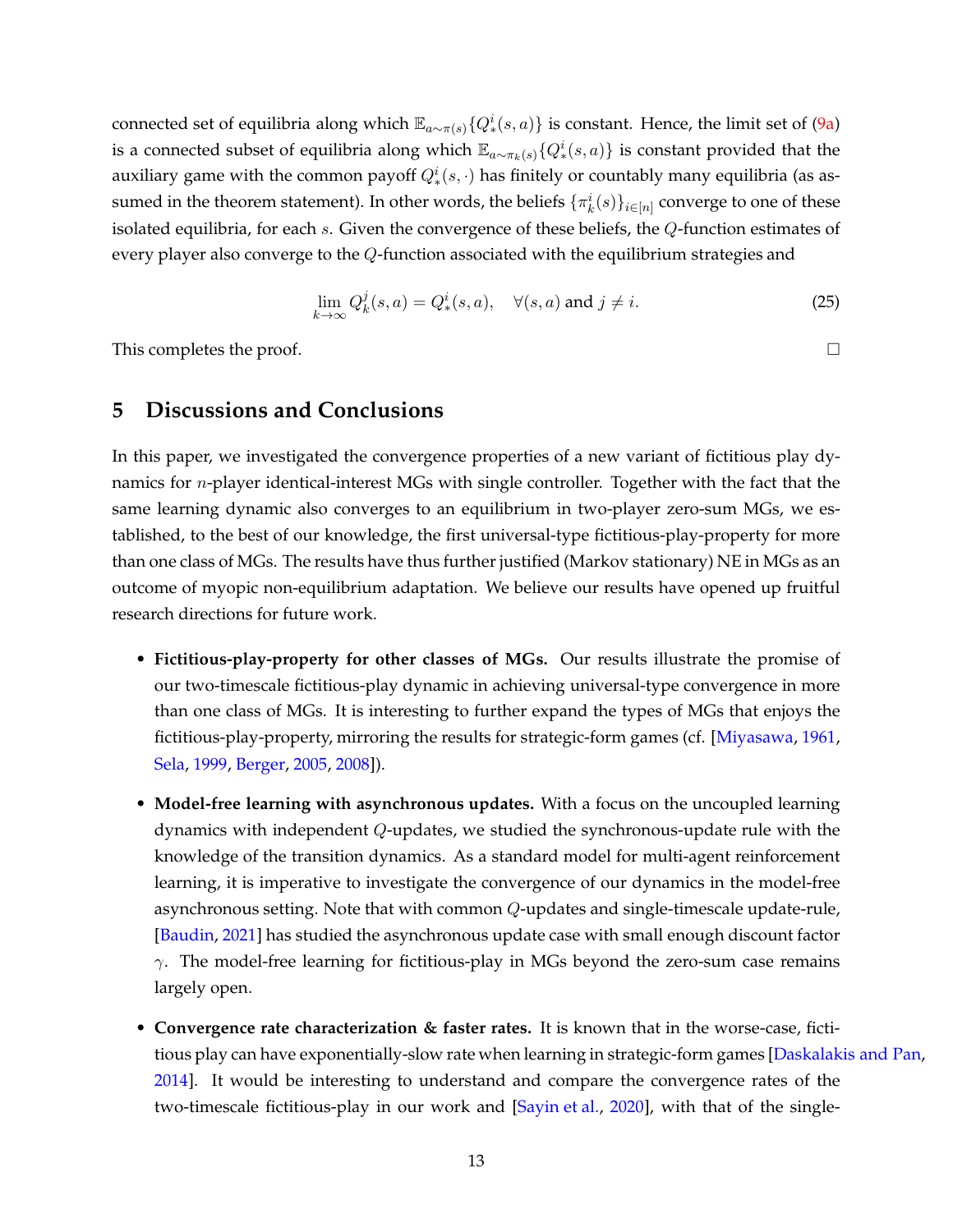connected set of equilibria along which $\mathbb{E}_{a\sim\pi(s)}\{Q_*^i(s,a)\}$ is constant. Hence, the limit set of (9a) is a connected subset of equilibria along which $\mathbb{E}_{a\sim\pi_k(s)}\{Q_*^i(s,a)\}$ is constant provided that the auxiliary game with the common payoff $Q_*^i(s,\cdot)$ has finitely or countably many equilibria (as assumed in the theorem statement). In other words, the beliefs $\{\pi_k^i(s)\}_{i\in[n]}$ converge to one of these isolated equilibria, for each $s$. Given the convergence of these beliefs, the $Q$-function estimates of every player also converge to the $Q$-function associated with the equilibrium strategies and

$$\lim_{k\to\infty} Q_k^j(s,a) = Q_*^i(s,a), \quad \forall (s,a) \text{ and } j \neq i. \tag{25}$$

This completes the proof. □

## 5 Discussions and Conclusions

In this paper, we investigated the convergence properties of a new variant of fictitious play dynamics for $n$-player identical-interest MGs with single controller. Together with the fact that the same learning dynamic also converges to an equilibrium in two-player zero-sum MGs, we established, to the best of our knowledge, the first universal-type fictitious-play-property for more than one class of MGs. The results have thus further justified (Markov stationary) NE in MGs as an outcome of myopic non-equilibrium adaptation. We believe our results have opened up fruitful research directions for future work.

- **Fictitious-play-property for other classes of MGs.** Our results illustrate the promise of our two-timescale fictitious-play dynamic in achieving universal-type convergence in more than one class of MGs. It is interesting to further expand the types of MGs that enjoys the fictitious-play-property, mirroring the results for strategic-form games (cf. [Miyasawa, 1961, Sela, 1999, Berger, 2005, 2008]).
- **Model-free learning with asynchronous updates.** With a focus on the uncoupled learning dynamics with independent $Q$-updates, we studied the synchronous-update rule with the knowledge of the transition dynamics. As a standard model for multi-agent reinforcement learning, it is imperative to investigate the convergence of our dynamics in the model-free asynchronous setting. Note that with common $Q$-updates and single-timescale update-rule, [Baudin, 2021] has studied the asynchronous update case with small enough discount factor $\gamma$. The model-free learning for fictitious-play in MGs beyond the zero-sum case remains largely open.
- **Convergence rate characterization & faster rates.** It is known that in the worse-case, fictitious play can have exponentially-slow rate when learning in strategic-form games [Daskalakis and Pan, 2014]. It would be interesting to understand and compare the convergence rates of the two-timescale fictitious-play in our work and [Sayin et al., 2020], with that of the single-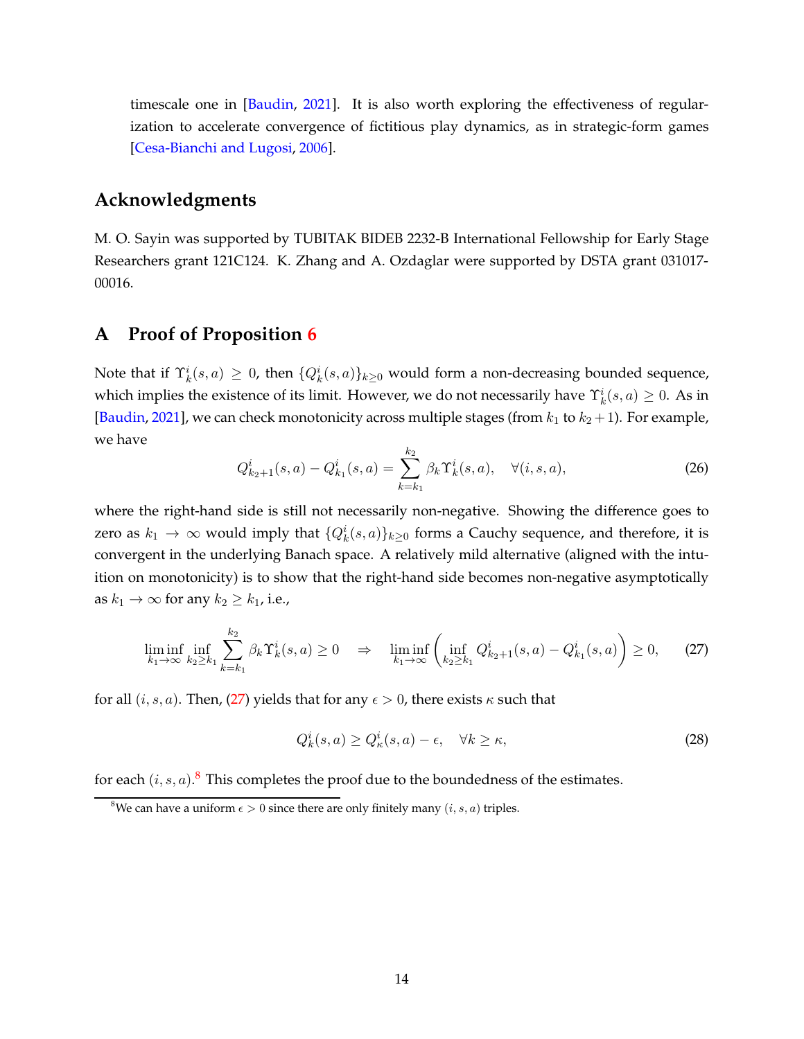timescale one in [Baudin, 2021]. It is also worth exploring the effectiveness of regularization to accelerate convergence of fictitious play dynamics, as in strategic-form games [Cesa-Bianchi and Lugosi, 2006].

## Acknowledgments

M. O. Sayin was supported by TUBITAK BIDEB 2232-B International Fellowship for Early Stage Researchers grant 121C124. K. Zhang and A. Ozdaglar were supported by DSTA grant 031017-00016.

## A Proof of Proposition 6

Note that if $\Upsilon_k^i(s,a) \geq 0$, then $\{Q_k^i(s,a)\}_{k\geq 0}$ would form a non-decreasing bounded sequence, which implies the existence of its limit. However, we do not necessarily have $\Upsilon_k^i(s,a) \geq 0$. As in [Baudin, 2021], we can check monotonicity across multiple stages (from $k_1$ to $k_2+1$). For example, we have

$$Q_{k_2+1}^i(s,a) - Q_{k_1}^i(s,a) = \sum_{k=k_1}^{k_2} \beta_k \Upsilon_k^i(s,a), \quad \forall (i,s,a), \tag{26}$$

where the right-hand side is still not necessarily non-negative. Showing the difference goes to zero as $k_1 \to \infty$ would imply that $\{Q_k^i(s,a)\}_{k\geq 0}$ forms a Cauchy sequence, and therefore, it is convergent in the underlying Banach space. A relatively mild alternative (aligned with the intuition on monotonicity) is to show that the right-hand side becomes non-negative asymptotically as $k_1 \to \infty$ for any $k_2 \geq k_1$, i.e.,

$$\liminf_{k_1\to\infty} \inf_{k_2\geq k_1} \sum_{k=k_1}^{k_2} \beta_k \Upsilon_k^i(s,a) \geq 0 \quad \Rightarrow \quad \liminf_{k_1\to\infty} \left( \inf_{k_2 \geq k_1} Q_{k_2+1}^i(s,a) - Q_{k_1}^i(s,a) \right) \geq 0, \tag{27}$$

for all $(i,s,a)$. Then, (27) yields that for any $\epsilon > 0$, there exists $\kappa$ such that

$$Q_k^i(s,a) \geq Q_\kappa^i(s,a) - \epsilon, \quad \forall k \geq \kappa, \tag{28}$$

for each $(i,s,a)$.[8] This completes the proof due to the boundedness of the estimates.

[8] We can have a uniform $\epsilon > 0$ since there are only finitely many $(i,s,a)$ triples.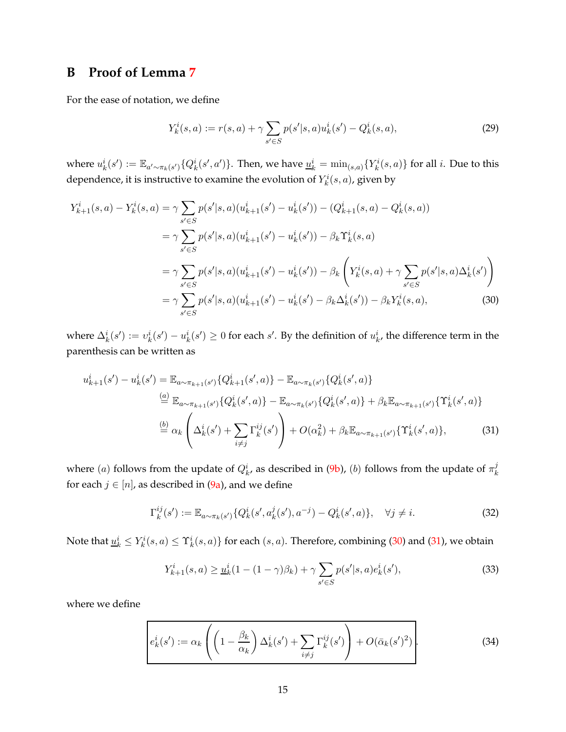# B Proof of Lemma 7

For the ease of notation, we define

$$Y_k^i(s,a) := r(s,a) + \gamma \sum_{s' \in S} p(s'|s,a) u_k^i(s') - Q_k^i(s,a), \tag{29}$$

where $u_k^i(s') := \mathbb{E}_{a' \sim \pi_k(s')}\{Q_k^i(s',a')\}$. Then, we have $\underline{u}_k^i = \min_{(s,a)}\{Y_k^i(s,a)\}$ for all $i$. Due to this dependence, it is instructive to examine the evolution of $Y_k^i(s,a)$, given by

$$\begin{aligned}
Y_{k+1}^i(s,a) - Y_k^i(s,a) &= \gamma \sum_{s' \in S} p(s'|s,a)(u_{k+1}^i(s') - u_k^i(s')) - (Q_{k+1}^i(s,a) - Q_k^i(s,a)) \\
&= \gamma \sum_{s' \in S} p(s'|s,a)(u_{k+1}^i(s') - u_k^i(s')) - \beta_k \Upsilon_k^i(s,a) \\
&= \gamma \sum_{s' \in S} p(s'|s,a)(u_{k+1}^i(s') - u_k^i(s')) - \beta_k \left( Y_k^i(s,a) + \gamma \sum_{s' \in S} p(s'|s,a)\Delta_k^i(s') \right) \\
&= \gamma \sum_{s' \in S} p(s'|s,a)(u_{k+1}^i(s') - u_k^i(s') - \beta_k \Delta_k^i(s')) - \beta_k Y_k^i(s,a),
\end{aligned} \tag{30}$$

where $\Delta_k^i(s') := v_k^i(s') - u_k^i(s') \geq 0$ for each $s'$. By the definition of $u_k^i$, the difference term in the parenthesis can be written as

$$\begin{aligned}
u_{k+1}^i(s') - u_k^i(s') &= \mathbb{E}_{a \sim \pi_{k+1}(s')}\{Q_{k+1}^i(s',a)\} - \mathbb{E}_{a \sim \pi_k(s')}\{Q_k^i(s',a)\} \\
&\overset{(a)}{=} \mathbb{E}_{a \sim \pi_{k+1}(s')}\{Q_k^i(s',a)\} - \mathbb{E}_{a \sim \pi_k(s')}\{Q_k^i(s',a)\} + \beta_k \mathbb{E}_{a \sim \pi_{k+1}(s')}\{\Upsilon_k^i(s',a)\} \\
&\overset{(b)}{=} \alpha_k \left( \Delta_k^i(s') + \sum_{i \neq j} \Gamma_k^{ij}(s') \right) + O(\alpha_k^2) + \beta_k \mathbb{E}_{a \sim \pi_{k+1}(s')}\{\Upsilon_k^i(s',a)\},
\end{aligned} \tag{31}$$

where $(a)$ follows from the update of $Q_k^i$, as described in (9b), $(b)$ follows from the update of $\pi_k^j$ for each $j \in [n]$, as described in (9a), and we define

$$\Gamma_k^{ij}(s') := \mathbb{E}_{a \sim \pi_k(s')}\{Q_k^i(s', a_k^j(s'), a^{-j}) - Q_k^i(s',a)\}, \quad \forall j \neq i. \tag{32}$$

Note that $\underline{u}_k^i \leq Y_k^i(s,a) \leq \Upsilon_k^i(s,a)\}$ for each $(s,a)$. Therefore, combining (30) and (31), we obtain

$$Y_{k+1}^i(s,a) \geq \underline{u}_k^i(1 - (1-\gamma)\beta_k) + \gamma \sum_{s' \in S} p(s'|s,a) e_k^i(s'), \tag{33}$$

where we define

$$\boxed{e_k^i(s') := \alpha_k \left( \left(1 - \frac{\beta_k}{\alpha_k}\right) \Delta_k^i(s') + \sum_{i \neq j} \Gamma_k^{ij}(s') \right) + O(\bar{\alpha}_k(s')^2)}. \tag{34}$$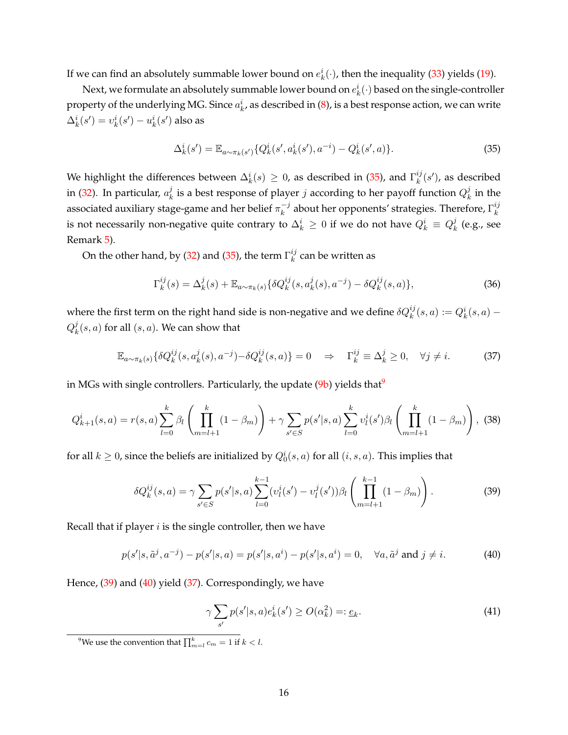If we can find an absolutely summable lower bound on $e_k^i(\cdot)$, then the inequality (33) yields (19).

Next, we formulate an absolutely summable lower bound on $e_k^i(\cdot)$ based on the single-controller property of the underlying MG. Since $a_k^i$, as described in (8), is a best response action, we can write $\Delta_k^i(s') = v_k^i(s') - u_k^i(s')$ also as

$$\Delta_k^i(s') = \mathbb{E}_{a\sim\pi_k(s')}\{Q_k^i(s', a_k^i(s'), a^{-i}) - Q_k^i(s', a)\}. \tag{35}$$

We highlight the differences between $\Delta_k^i(s) \geq 0$, as described in (35), and $\Gamma_k^{ij}(s')$, as described in (32). In particular, $a_k^j$ is a best response of player $j$ according to her payoff function $Q_k^j$ in the associated auxiliary stage-game and her belief $\pi_k^{-j}$ about her opponents' strategies. Therefore, $\Gamma_k^{ij}$ is not necessarily non-negative quite contrary to $\Delta_k^i \geq 0$ if we do not have $Q_k^i \equiv Q_k^j$ (e.g., see Remark 5).

On the other hand, by (32) and (35), the term $\Gamma_k^{ij}$ can be written as

$$\Gamma_k^{ij}(s) = \Delta_k^j(s) + \mathbb{E}_{a\sim\pi_k(s)}\{\delta Q_k^{ij}(s, a_k^j(s), a^{-j}) - \delta Q_k^{ij}(s, a)\}, \tag{36}$$

where the first term on the right hand side is non-negative and we define $\delta Q_k^{ij}(s,a) := Q_k^i(s,a) - Q_k^j(s,a)$ for all $(s,a)$. We can show that

$$\mathbb{E}_{a\sim\pi_k(s)}\{\delta Q_k^{ij}(s, a_k^j(s), a^{-j}) - \delta Q_k^{ij}(s,a)\} = 0 \quad \Rightarrow \quad \Gamma_k^{ij} \equiv \Delta_k^j \geq 0, \quad \forall j \neq i. \tag{37}$$

in MGs with single controllers. Particularly, the update (9b) yields that[9]

$$Q_{k+1}^i(s,a) = r(s,a)\sum_{l=0}^{k}\beta_l\left(\prod_{m=l+1}^{k}(1-\beta_m)\right) + \gamma\sum_{s'\in S}p(s'|s,a)\sum_{l=0}^{k}v_l^i(s')\beta_l\left(\prod_{m=l+1}^{k}(1-\beta_m)\right), \tag{38}$$

for all $k \geq 0$, since the beliefs are initialized by $Q_0^i(s,a)$ for all $(i,s,a)$. This implies that

$$\delta Q_k^{ij}(s,a) = \gamma\sum_{s'\in S}p(s'|s,a)\sum_{l=0}^{k-1}(v_l^i(s') - v_l^j(s'))\beta_l\left(\prod_{m=l+1}^{k-1}(1-\beta_m)\right). \tag{39}$$

Recall that if player $i$ is the single controller, then we have

$$p(s'|s, \tilde{a}^j, a^{-j}) - p(s'|s,a) = p(s'|s,a^i) - p(s'|s,a^i) = 0, \quad \forall a, \tilde{a}^j \text{ and } j \neq i. \tag{40}$$

Hence, (39) and (40) yield (37). Correspondingly, we have

$$\gamma\sum_{s'}p(s'|s,a)e_k^i(s') \geq O(\alpha_k^2) =: \underline{e}_k. \tag{41}$$

[9] We use the convention that $\prod_{m=l}^{k} c_m = 1$ if $k < l$.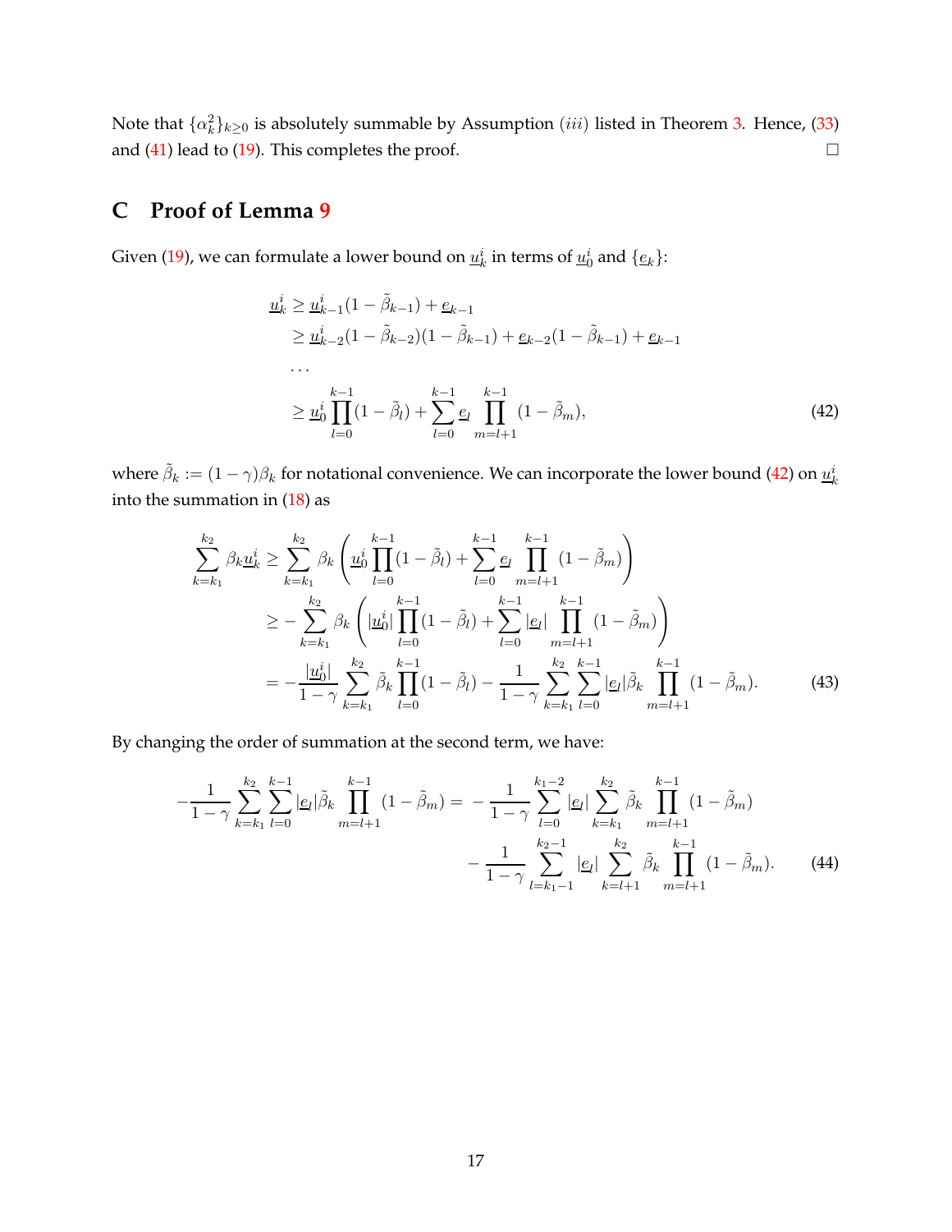Note that $\{\alpha_k^2\}_{k\geq 0}$ is absolutely summable by Assumption $(iii)$ listed in Theorem 3. Hence, (33) and (41) lead to (19). This completes the proof. $\square$

## C Proof of Lemma 9

Given (19), we can formulate a lower bound on $\underline{u}_k^i$ in terms of $\underline{u}_0^i$ and $\{\underline{e}_k\}$:

$$
\begin{aligned}
\underline{u}_k^i &\geq \underline{u}_{k-1}^i(1-\tilde{\beta}_{k-1}) + \underline{e}_{k-1} \\
&\geq \underline{u}_{k-2}^i(1-\tilde{\beta}_{k-2})(1-\tilde{\beta}_{k-1}) + \underline{e}_{k-2}(1-\tilde{\beta}_{k-1}) + \underline{e}_{k-1} \\
&\cdots \\
&\geq \underline{u}_0^i \prod_{l=0}^{k-1}(1-\tilde{\beta}_l) + \sum_{l=0}^{k-1} \underline{e}_l \prod_{m=l+1}^{k-1}(1-\tilde{\beta}_m),
\end{aligned} \tag{42}
$$

where $\tilde{\beta}_k := (1-\gamma)\beta_k$ for notational convenience. We can incorporate the lower bound (42) on $\underline{u}_k^i$ into the summation in (18) as

$$
\begin{aligned}
\sum_{k=k_1}^{k_2} \beta_k \underline{u}_k^i &\geq \sum_{k=k_1}^{k_2} \beta_k \left( \underline{u}_0^i \prod_{l=0}^{k-1}(1-\tilde{\beta}_l) + \sum_{l=0}^{k-1} \underline{e}_l \prod_{m=l+1}^{k-1}(1-\tilde{\beta}_m) \right) \\
&\geq -\sum_{k=k_1}^{k_2} \beta_k \left( |\underline{u}_0^i| \prod_{l=0}^{k-1}(1-\tilde{\beta}_l) + \sum_{l=0}^{k-1} |\underline{e}_l| \prod_{m=l+1}^{k-1}(1-\tilde{\beta}_m) \right) \\
&= -\frac{|\underline{u}_0^i|}{1-\gamma} \sum_{k=k_1}^{k_2} \tilde{\beta}_k \prod_{l=0}^{k-1}(1-\tilde{\beta}_l) - \frac{1}{1-\gamma} \sum_{k=k_1}^{k_2} \sum_{l=0}^{k-1} |\underline{e}_l| \tilde{\beta}_k \prod_{m=l+1}^{k-1}(1-\tilde{\beta}_m).
\end{aligned} \tag{43}
$$

By changing the order of summation at the second term, we have:

$$
\begin{aligned}
-\frac{1}{1-\gamma} \sum_{k=k_1}^{k_2} \sum_{l=0}^{k-1} |\underline{e}_l| \tilde{\beta}_k \prod_{m=l+1}^{k-1}(1-\tilde{\beta}_m) = &-\frac{1}{1-\gamma} \sum_{l=0}^{k_1-2} |\underline{e}_l| \sum_{k=k_1}^{k_2} \tilde{\beta}_k \prod_{m=l+1}^{k-1}(1-\tilde{\beta}_m) \\
&-\frac{1}{1-\gamma} \sum_{l=k_1-1}^{k_2-1} |\underline{e}_l| \sum_{k=l+1}^{k_2} \tilde{\beta}_k \prod_{m=l+1}^{k-1}(1-\tilde{\beta}_m).
\end{aligned} \tag{44}
$$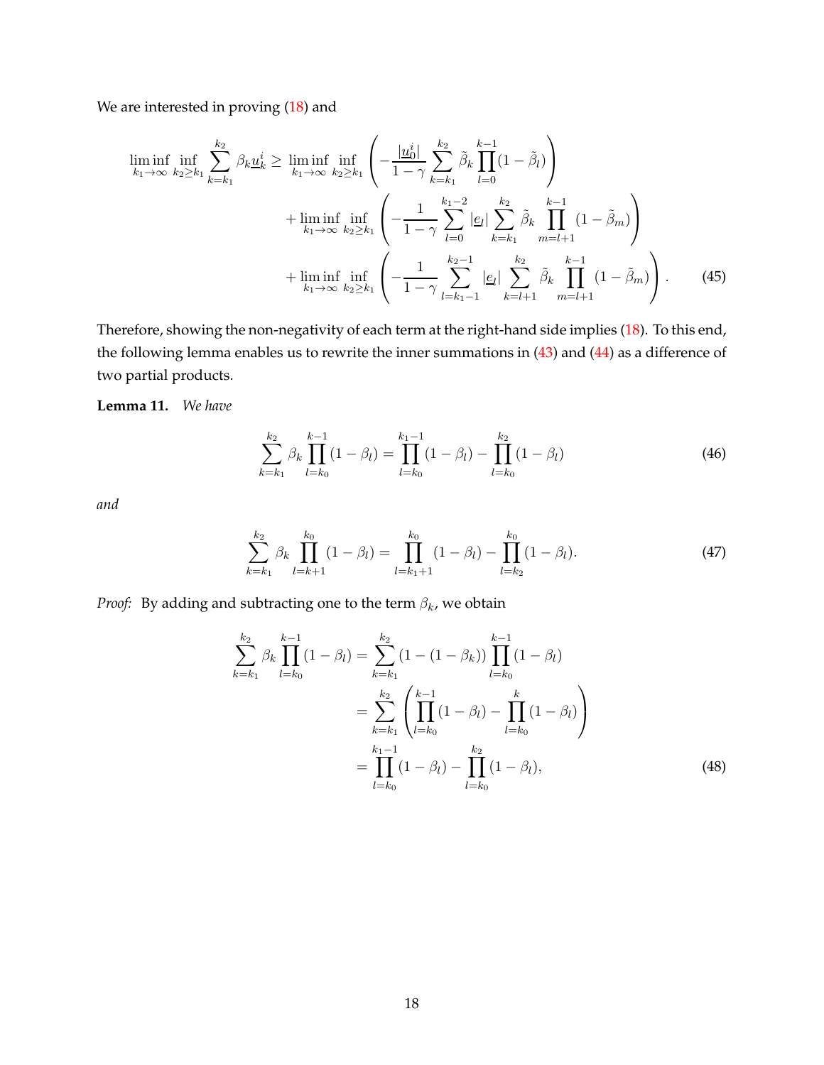We are interested in proving (18) and

$$
\begin{aligned}
\liminf_{k_1\to\infty}\inf_{k_2\geq k_1}\sum_{k=k_1}^{k_2}\beta_k\underline{u}_k^i \geq \liminf_{k_1\to\infty}\inf_{k_2\geq k_1}&\left(-\frac{|\underline{u}_0^i|}{1-\gamma}\sum_{k=k_1}^{k_2}\tilde{\beta}_k\prod_{l=0}^{k-1}(1-\tilde{\beta}_l)\right)\\
&+\liminf_{k_1\to\infty}\inf_{k_2\geq k_1}\left(-\frac{1}{1-\gamma}\sum_{l=0}^{k_1-2}|\underline{e}_l|\sum_{k=k_1}^{k_2}\tilde{\beta}_k\prod_{m=l+1}^{k-1}(1-\tilde{\beta}_m)\right)\\
&+\liminf_{k_1\to\infty}\inf_{k_2\geq k_1}\left(-\frac{1}{1-\gamma}\sum_{l=k_1-1}^{k_2-1}|\underline{e}_l|\sum_{k=l+1}^{k_2}\tilde{\beta}_k\prod_{m=l+1}^{k-1}(1-\tilde{\beta}_m)\right). \qquad (45)
\end{aligned}
$$

Therefore, showing the non-negativity of each term at the right-hand side implies (18). To this end, the following lemma enables us to rewrite the inner summations in (43) and (44) as a difference of two partial products.

**Lemma 11.** *We have*

$$
\sum_{k=k_1}^{k_2}\beta_k\prod_{l=k_0}^{k-1}(1-\beta_l) = \prod_{l=k_0}^{k_1-1}(1-\beta_l) - \prod_{l=k_0}^{k_2}(1-\beta_l) \qquad (46)
$$

*and*

$$
\sum_{k=k_1}^{k_2}\beta_k\prod_{l=k+1}^{k_0}(1-\beta_l) = \prod_{l=k_1+1}^{k_0}(1-\beta_l) - \prod_{l=k_2}^{k_0}(1-\beta_l). \qquad (47)
$$

*Proof:* By adding and subtracting one to the term $\beta_k$, we obtain

$$
\begin{aligned}
\sum_{k=k_1}^{k_2}\beta_k\prod_{l=k_0}^{k-1}(1-\beta_l) &= \sum_{k=k_1}^{k_2}(1-(1-\beta_k))\prod_{l=k_0}^{k-1}(1-\beta_l)\\
&= \sum_{k=k_1}^{k_2}\left(\prod_{l=k_0}^{k-1}(1-\beta_l) - \prod_{l=k_0}^{k}(1-\beta_l)\right)\\
&= \prod_{l=k_0}^{k_1-1}(1-\beta_l) - \prod_{l=k_0}^{k_2}(1-\beta_l), \qquad (48)
\end{aligned}
$$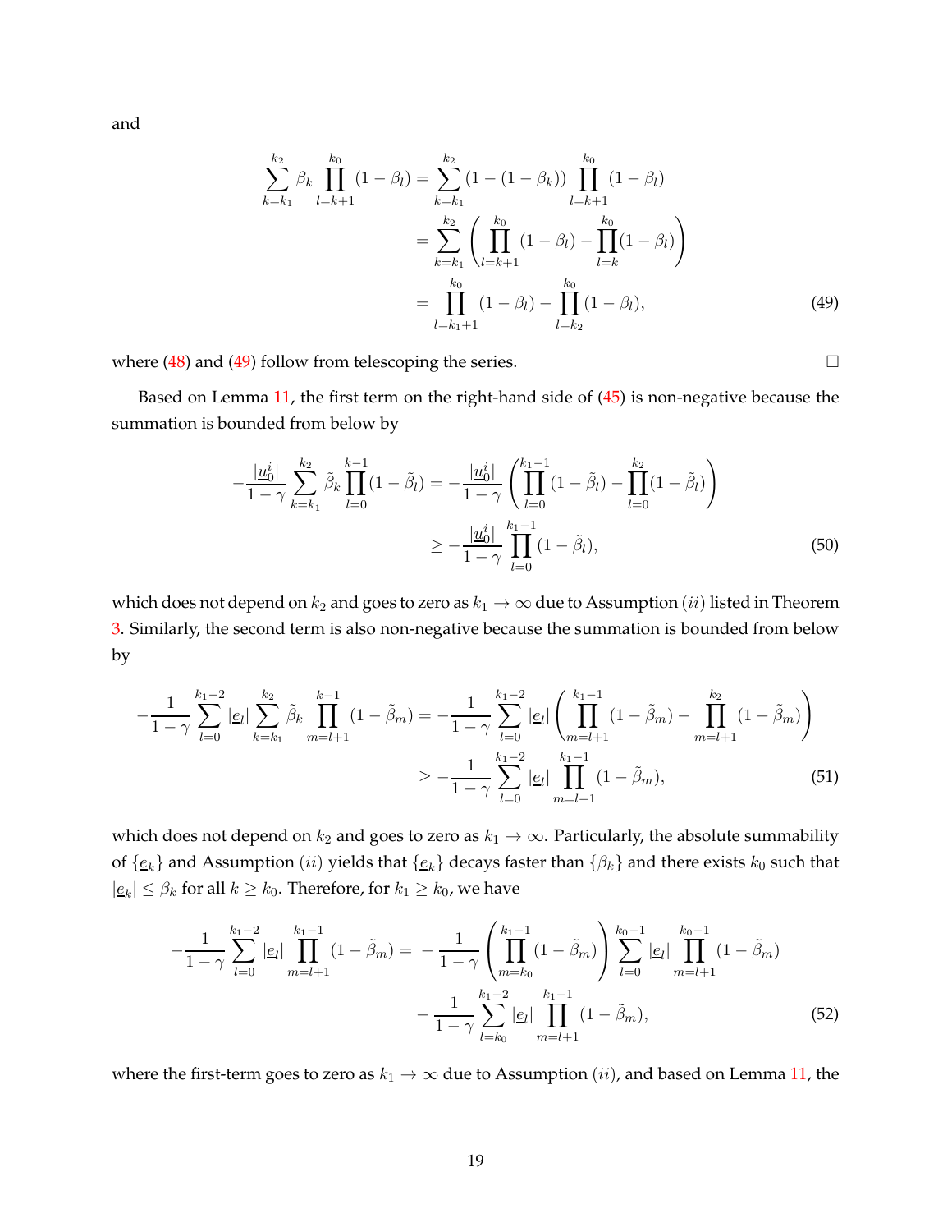and

$$
\begin{aligned}
\sum_{k=k_1}^{k_2} \beta_k \prod_{l=k+1}^{k_0} (1-\beta_l) &= \sum_{k=k_1}^{k_2} (1-(1-\beta_k)) \prod_{l=k+1}^{k_0} (1-\beta_l) \\
&= \sum_{k=k_1}^{k_2} \left( \prod_{l=k+1}^{k_0} (1-\beta_l) - \prod_{l=k}^{k_0} (1-\beta_l) \right) \\
&= \prod_{l=k_1+1}^{k_0} (1-\beta_l) - \prod_{l=k_2}^{k_0} (1-\beta_l),
\end{aligned} \tag{49}
$$

where (48) and (49) follow from telescoping the series. $\square$

Based on Lemma 11, the first term on the right-hand side of (45) is non-negative because the summation is bounded from below by

$$
\begin{aligned}
-\frac{|\underline{u}_0^i|}{1-\gamma} \sum_{k=k_1}^{k_2} \tilde{\beta}_k \prod_{l=0}^{k-1} (1-\tilde{\beta}_l) &= -\frac{|\underline{u}_0^i|}{1-\gamma} \left( \prod_{l=0}^{k_1-1} (1-\tilde{\beta}_l) - \prod_{l=0}^{k_2} (1-\tilde{\beta}_l) \right) \\
&\geq -\frac{|\underline{u}_0^i|}{1-\gamma} \prod_{l=0}^{k_1-1} (1-\tilde{\beta}_l),
\end{aligned} \tag{50}
$$

which does not depend on $k_2$ and goes to zero as $k_1 \to \infty$ due to Assumption $(ii)$ listed in Theorem 3. Similarly, the second term is also non-negative because the summation is bounded from below by

$$
\begin{aligned}
-\frac{1}{1-\gamma} \sum_{l=0}^{k_1-2} |\underline{e}_l| \sum_{k=k_1}^{k_2} \tilde{\beta}_k \prod_{m=l+1}^{k-1} (1-\tilde{\beta}_m) &= -\frac{1}{1-\gamma} \sum_{l=0}^{k_1-2} |\underline{e}_l| \left( \prod_{m=l+1}^{k_1-1} (1-\tilde{\beta}_m) - \prod_{m=l+1}^{k_2} (1-\tilde{\beta}_m) \right) \\
&\geq -\frac{1}{1-\gamma} \sum_{l=0}^{k_1-2} |\underline{e}_l| \prod_{m=l+1}^{k_1-1} (1-\tilde{\beta}_m),
\end{aligned} \tag{51}
$$

which does not depend on $k_2$ and goes to zero as $k_1 \to \infty$. Particularly, the absolute summability of $\{\underline{e}_k\}$ and Assumption $(ii)$ yields that $\{\underline{e}_k\}$ decays faster than $\{\beta_k\}$ and there exists $k_0$ such that $|\underline{e}_k| \leq \beta_k$ for all $k \geq k_0$. Therefore, for $k_1 \geq k_0$, we have

$$
\begin{aligned}
-\frac{1}{1-\gamma} \sum_{l=0}^{k_1-2} |\underline{e}_l| \prod_{m=l+1}^{k_1-1} (1-\tilde{\beta}_m) = &-\frac{1}{1-\gamma} \left( \prod_{m=k_0}^{k_1-1} (1-\tilde{\beta}_m) \right) \sum_{l=0}^{k_0-1} |\underline{e}_l| \prod_{m=l+1}^{k_0-1} (1-\tilde{\beta}_m) \\
&-\frac{1}{1-\gamma} \sum_{l=k_0}^{k_1-2} |\underline{e}_l| \prod_{m=l+1}^{k_1-1} (1-\tilde{\beta}_m),
\end{aligned} \tag{52}
$$

where the first-term goes to zero as $k_1 \to \infty$ due to Assumption $(ii)$, and based on Lemma 11, the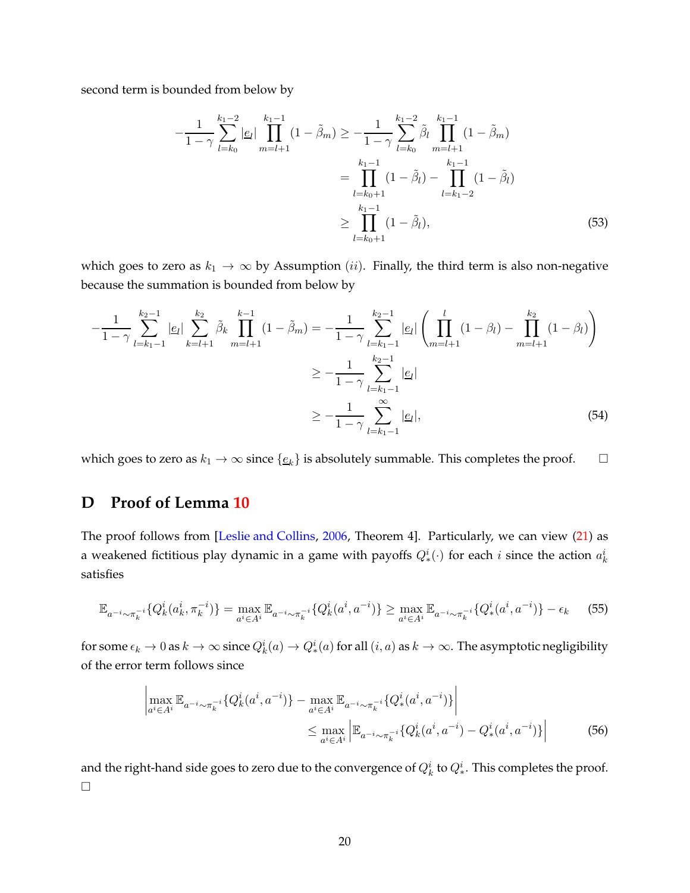second term is bounded from below by

$$
\begin{aligned}
-\frac{1}{1-\gamma}\sum_{l=k_0}^{k_1-2}|\underline{e}_l|\prod_{m=l+1}^{k_1-1}(1-\tilde{\beta}_m) &\geq -\frac{1}{1-\gamma}\sum_{l=k_0}^{k_1-2}\tilde{\beta}_l\prod_{m=l+1}^{k_1-1}(1-\tilde{\beta}_m)\\
&= \prod_{l=k_0+1}^{k_1-1}(1-\tilde{\beta}_l) - \prod_{l=k_1-2}^{k_1-1}(1-\tilde{\beta}_l)\\
&\geq \prod_{l=k_0+1}^{k_1-1}(1-\tilde{\beta}_l),
\end{aligned} \tag{53}
$$

which goes to zero as $k_1 \to \infty$ by Assumption $(ii)$. Finally, the third term is also non-negative because the summation is bounded from below by

$$
\begin{aligned}
-\frac{1}{1-\gamma}\sum_{l=k_1-1}^{k_2-1}|\underline{e}_l|\sum_{k=l+1}^{k_2}\tilde{\beta}_k\prod_{m=l+1}^{k-1}(1-\tilde{\beta}_m) &= -\frac{1}{1-\gamma}\sum_{l=k_1-1}^{k_2-1}|\underline{e}_l|\left(\prod_{m=l+1}^{l}(1-\beta_l) - \prod_{m=l+1}^{k_2}(1-\beta_l)\right)\\
&\geq -\frac{1}{1-\gamma}\sum_{l=k_1-1}^{k_2-1}|\underline{e}_l|\\
&\geq -\frac{1}{1-\gamma}\sum_{l=k_1-1}^{\infty}|\underline{e}_l|,
\end{aligned} \tag{54}
$$

which goes to zero as $k_1 \to \infty$ since $\{\underline{e}_k\}$ is absolutely summable. This completes the proof. □

## D Proof of Lemma 10

The proof follows from [Leslie and Collins, 2006, Theorem 4]. Particularly, we can view (21) as a weakened fictitious play dynamic in a game with payoffs $Q_*^i(\cdot)$ for each $i$ since the action $a_k^i$ satisfies

$$
\mathbb{E}_{a^{-i}\sim\pi_k^{-i}}\{Q_k^i(a_k^i,\pi_k^{-i})\} = \max_{a^i\in A^i}\mathbb{E}_{a^{-i}\sim\pi_k^{-i}}\{Q_k^i(a^i,a^{-i})\} \geq \max_{a^i\in A^i}\mathbb{E}_{a^{-i}\sim\pi_k^{-i}}\{Q_*^i(a^i,a^{-i})\} - \epsilon_k \tag{55}
$$

for some $\epsilon_k \to 0$ as $k\to\infty$ since $Q_k^i(a)\to Q_*^i(a)$ for all $(i,a)$ as $k\to\infty$. The asymptotic negligibility of the error term follows since

$$
\begin{aligned}
&\left|\max_{a^i\in A^i}\mathbb{E}_{a^{-i}\sim\pi_k^{-i}}\{Q_k^i(a^i,a^{-i})\} - \max_{a^i\in A^i}\mathbb{E}_{a^{-i}\sim\pi_k^{-i}}\{Q_*^i(a^i,a^{-i})\}\right|\\
&\qquad\qquad\leq \max_{a^i\in A^i}\left|\mathbb{E}_{a^{-i}\sim\pi_k^{-i}}\{Q_k^i(a^i,a^{-i}) - Q_*^i(a^i,a^{-i})\}\right|
\end{aligned} \tag{56}
$$

and the right-hand side goes to zero due to the convergence of $Q_k^i$ to $Q_*^i$. This completes the proof. □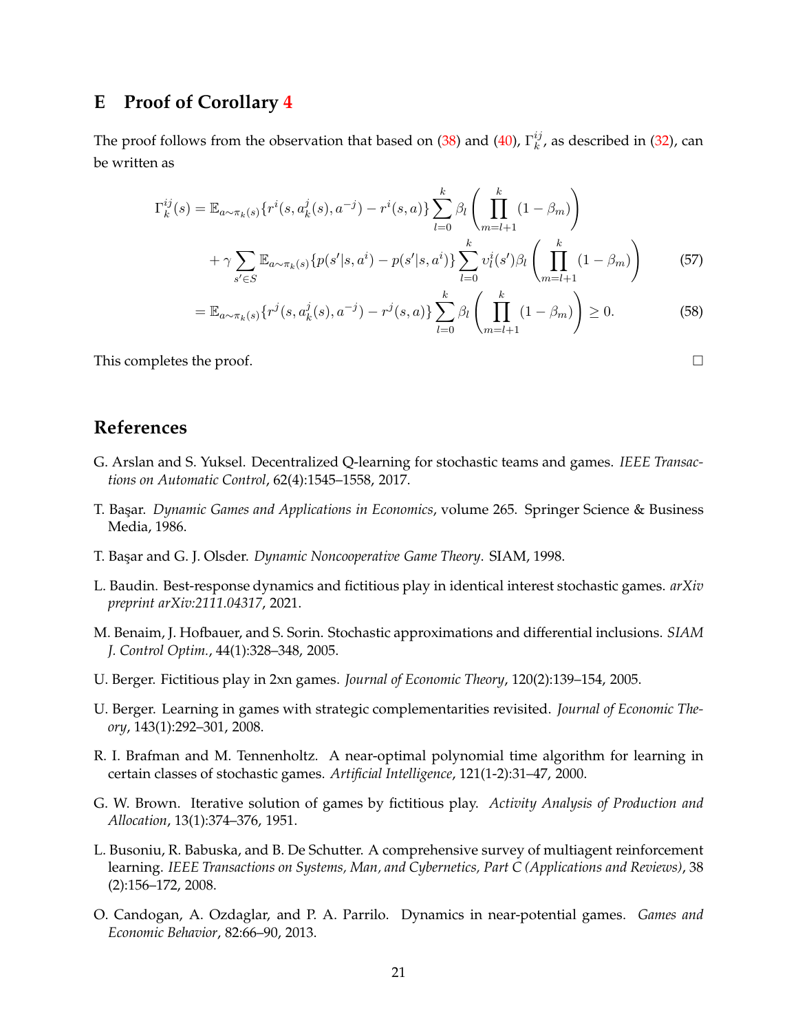## E Proof of Corollary 4

The proof follows from the observation that based on (38) and (40), $\Gamma_k^{ij}$, as described in (32), can be written as

$$
\begin{aligned}
\Gamma_k^{ij}(s) &= \mathbb{E}_{a\sim\pi_k(s)}\{r^i(s,a_k^j(s),a^{-j}) - r^i(s,a)\}\sum_{l=0}^{k}\beta_l\left(\prod_{m=l+1}^{k}(1-\beta_m)\right) \\
&\quad + \gamma\sum_{s'\in S}\mathbb{E}_{a\sim\pi_k(s)}\{p(s'|s,a^i) - p(s'|s,a^i)\}\sum_{l=0}^{k}v_l^i(s')\beta_l\left(\prod_{m=l+1}^{k}(1-\beta_m)\right) \qquad (57) \\
&= \mathbb{E}_{a\sim\pi_k(s)}\{r^j(s,a_k^j(s),a^{-j}) - r^j(s,a)\}\sum_{l=0}^{k}\beta_l\left(\prod_{m=l+1}^{k}(1-\beta_m)\right) \geq 0. \qquad (58)
\end{aligned}
$$

This completes the proof. □

## References

G. Arslan and S. Yuksel. Decentralized Q-learning for stochastic teams and games. *IEEE Transactions on Automatic Control*, 62(4):1545–1558, 2017.

T. Başar. *Dynamic Games and Applications in Economics*, volume 265. Springer Science & Business Media, 1986.

T. Başar and G. J. Olsder. *Dynamic Noncooperative Game Theory*. SIAM, 1998.

L. Baudin. Best-response dynamics and fictitious play in identical interest stochastic games. *arXiv preprint arXiv:2111.04317*, 2021.

M. Benaim, J. Hofbauer, and S. Sorin. Stochastic approximations and differential inclusions. *SIAM J. Control Optim.*, 44(1):328–348, 2005.

U. Berger. Fictitious play in 2xn games. *Journal of Economic Theory*, 120(2):139–154, 2005.

U. Berger. Learning in games with strategic complementarities revisited. *Journal of Economic Theory*, 143(1):292–301, 2008.

R. I. Brafman and M. Tennenholtz. A near-optimal polynomial time algorithm for learning in certain classes of stochastic games. *Artificial Intelligence*, 121(1-2):31–47, 2000.

G. W. Brown. Iterative solution of games by fictitious play. *Activity Analysis of Production and Allocation*, 13(1):374–376, 1951.

L. Busoniu, R. Babuska, and B. De Schutter. A comprehensive survey of multiagent reinforcement learning. *IEEE Transactions on Systems, Man, and Cybernetics, Part C (Applications and Reviews)*, 38 (2):156–172, 2008.

O. Candogan, A. Ozdaglar, and P. A. Parrilo. Dynamics in near-potential games. *Games and Economic Behavior*, 82:66–90, 2013.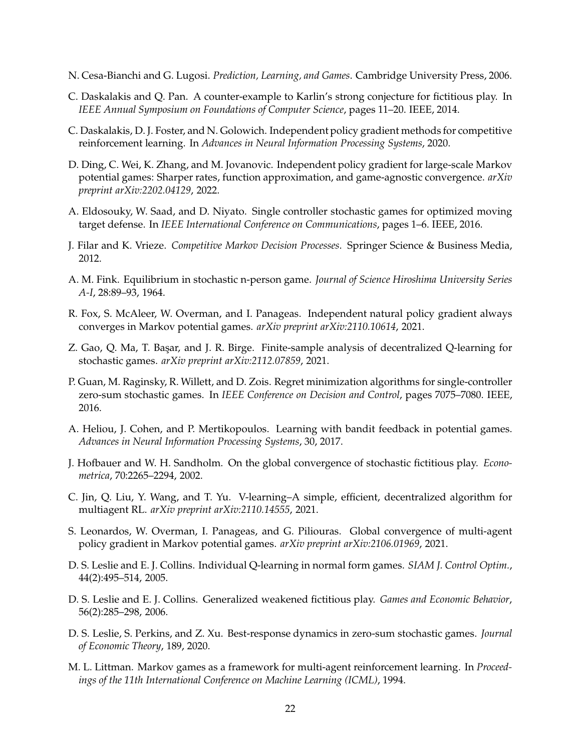N. Cesa-Bianchi and G. Lugosi. *Prediction, Learning, and Games*. Cambridge University Press, 2006.

C. Daskalakis and Q. Pan. A counter-example to Karlin's strong conjecture for fictitious play. In *IEEE Annual Symposium on Foundations of Computer Science*, pages 11–20. IEEE, 2014.

C. Daskalakis, D. J. Foster, and N. Golowich. Independent policy gradient methods for competitive reinforcement learning. In *Advances in Neural Information Processing Systems*, 2020.

D. Ding, C. Wei, K. Zhang, and M. Jovanovic. Independent policy gradient for large-scale Markov potential games: Sharper rates, function approximation, and game-agnostic convergence. *arXiv preprint arXiv:2202.04129*, 2022.

A. Eldosouky, W. Saad, and D. Niyato. Single controller stochastic games for optimized moving target defense. In *IEEE International Conference on Communications*, pages 1–6. IEEE, 2016.

J. Filar and K. Vrieze. *Competitive Markov Decision Processes*. Springer Science & Business Media, 2012.

A. M. Fink. Equilibrium in stochastic n-person game. *Journal of Science Hiroshima University Series A-I*, 28:89–93, 1964.

R. Fox, S. McAleer, W. Overman, and I. Panageas. Independent natural policy gradient always converges in Markov potential games. *arXiv preprint arXiv:2110.10614*, 2021.

Z. Gao, Q. Ma, T. Başar, and J. R. Birge. Finite-sample analysis of decentralized Q-learning for stochastic games. *arXiv preprint arXiv:2112.07859*, 2021.

P. Guan, M. Raginsky, R. Willett, and D. Zois. Regret minimization algorithms for single-controller zero-sum stochastic games. In *IEEE Conference on Decision and Control*, pages 7075–7080. IEEE, 2016.

A. Heliou, J. Cohen, and P. Mertikopoulos. Learning with bandit feedback in potential games. *Advances in Neural Information Processing Systems*, 30, 2017.

J. Hofbauer and W. H. Sandholm. On the global convergence of stochastic fictitious play. *Econometrica*, 70:2265–2294, 2002.

C. Jin, Q. Liu, Y. Wang, and T. Yu. V-learning–A simple, efficient, decentralized algorithm for multiagent RL. *arXiv preprint arXiv:2110.14555*, 2021.

S. Leonardos, W. Overman, I. Panageas, and G. Piliouras. Global convergence of multi-agent policy gradient in Markov potential games. *arXiv preprint arXiv:2106.01969*, 2021.

D. S. Leslie and E. J. Collins. Individual Q-learning in normal form games. *SIAM J. Control Optim.*, 44(2):495–514, 2005.

D. S. Leslie and E. J. Collins. Generalized weakened fictitious play. *Games and Economic Behavior*, 56(2):285–298, 2006.

D. S. Leslie, S. Perkins, and Z. Xu. Best-response dynamics in zero-sum stochastic games. *Journal of Economic Theory*, 189, 2020.

M. L. Littman. Markov games as a framework for multi-agent reinforcement learning. In *Proceedings of the 11th International Conference on Machine Learning (ICML)*, 1994.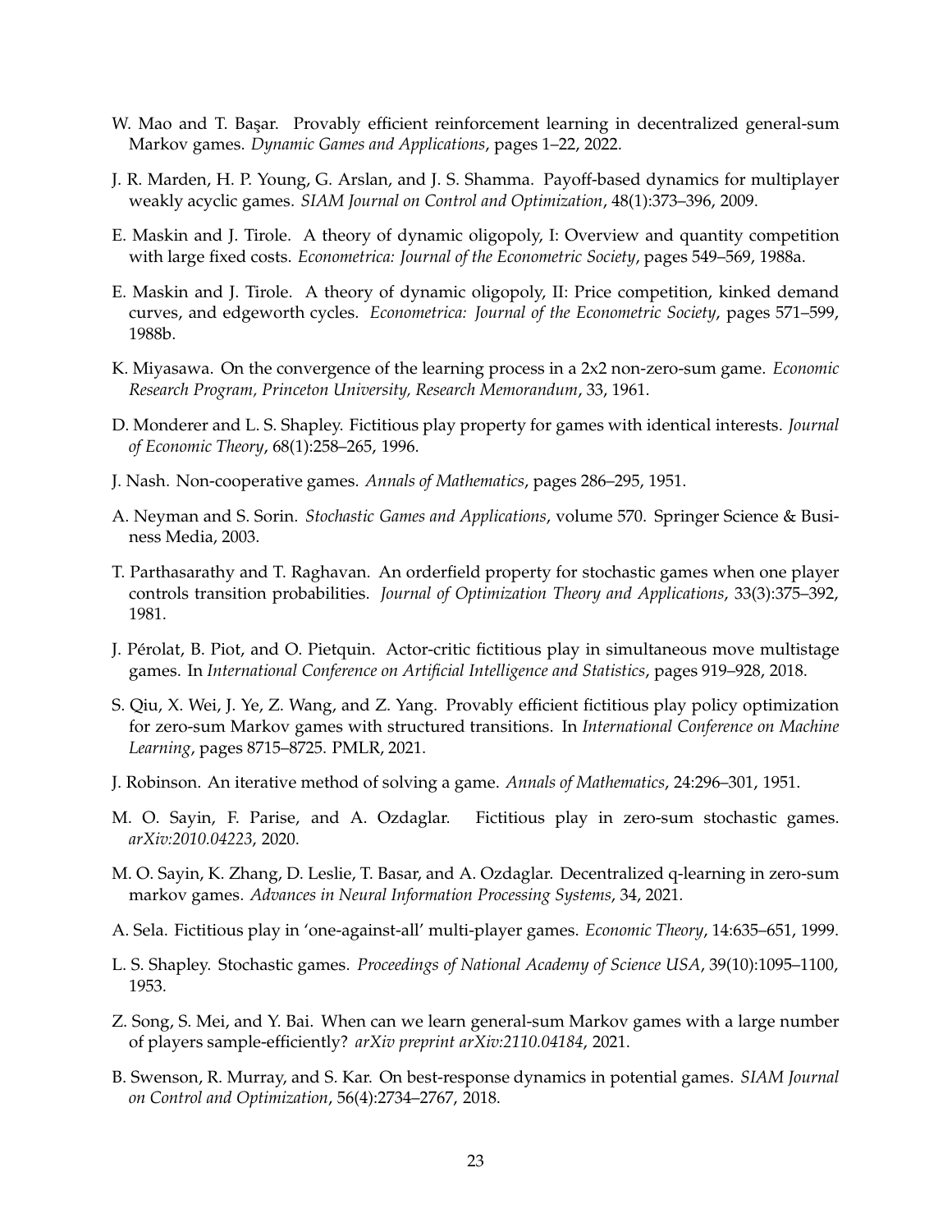W. Mao and T. Başar. Provably efficient reinforcement learning in decentralized general-sum Markov games. *Dynamic Games and Applications*, pages 1–22, 2022.

J. R. Marden, H. P. Young, G. Arslan, and J. S. Shamma. Payoff-based dynamics for multiplayer weakly acyclic games. *SIAM Journal on Control and Optimization*, 48(1):373–396, 2009.

E. Maskin and J. Tirole. A theory of dynamic oligopoly, I: Overview and quantity competition with large fixed costs. *Econometrica: Journal of the Econometric Society*, pages 549–569, 1988a.

E. Maskin and J. Tirole. A theory of dynamic oligopoly, II: Price competition, kinked demand curves, and edgeworth cycles. *Econometrica: Journal of the Econometric Society*, pages 571–599, 1988b.

K. Miyasawa. On the convergence of the learning process in a 2x2 non-zero-sum game. *Economic Research Program, Princeton University, Research Memorandum*, 33, 1961.

D. Monderer and L. S. Shapley. Fictitious play property for games with identical interests. *Journal of Economic Theory*, 68(1):258–265, 1996.

J. Nash. Non-cooperative games. *Annals of Mathematics*, pages 286–295, 1951.

A. Neyman and S. Sorin. *Stochastic Games and Applications*, volume 570. Springer Science & Business Media, 2003.

T. Parthasarathy and T. Raghavan. An orderfield property for stochastic games when one player controls transition probabilities. *Journal of Optimization Theory and Applications*, 33(3):375–392, 1981.

J. Pérolat, B. Piot, and O. Pietquin. Actor-critic fictitious play in simultaneous move multistage games. In *International Conference on Artificial Intelligence and Statistics*, pages 919–928, 2018.

S. Qiu, X. Wei, J. Ye, Z. Wang, and Z. Yang. Provably efficient fictitious play policy optimization for zero-sum Markov games with structured transitions. In *International Conference on Machine Learning*, pages 8715–8725. PMLR, 2021.

J. Robinson. An iterative method of solving a game. *Annals of Mathematics*, 24:296–301, 1951.

M. O. Sayin, F. Parise, and A. Ozdaglar. Fictitious play in zero-sum stochastic games. *arXiv:2010.04223*, 2020.

M. O. Sayin, K. Zhang, D. Leslie, T. Basar, and A. Ozdaglar. Decentralized q-learning in zero-sum markov games. *Advances in Neural Information Processing Systems*, 34, 2021.

A. Sela. Fictitious play in 'one-against-all' multi-player games. *Economic Theory*, 14:635–651, 1999.

L. S. Shapley. Stochastic games. *Proceedings of National Academy of Science USA*, 39(10):1095–1100, 1953.

Z. Song, S. Mei, and Y. Bai. When can we learn general-sum Markov games with a large number of players sample-efficiently? *arXiv preprint arXiv:2110.04184*, 2021.

B. Swenson, R. Murray, and S. Kar. On best-response dynamics in potential games. *SIAM Journal on Control and Optimization*, 56(4):2734–2767, 2018.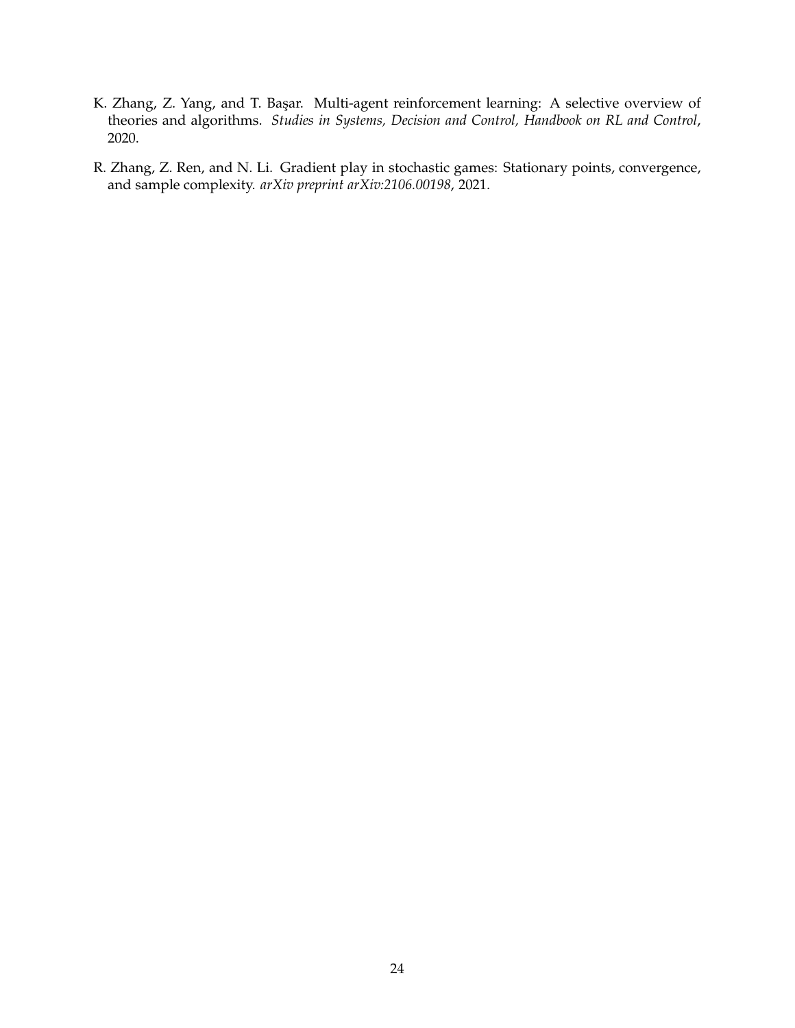K. Zhang, Z. Yang, and T. Başar. Multi-agent reinforcement learning: A selective overview of theories and algorithms. *Studies in Systems, Decision and Control, Handbook on RL and Control*, 2020.

R. Zhang, Z. Ren, and N. Li. Gradient play in stochastic games: Stationary points, convergence, and sample complexity. *arXiv preprint arXiv:2106.00198*, 2021.